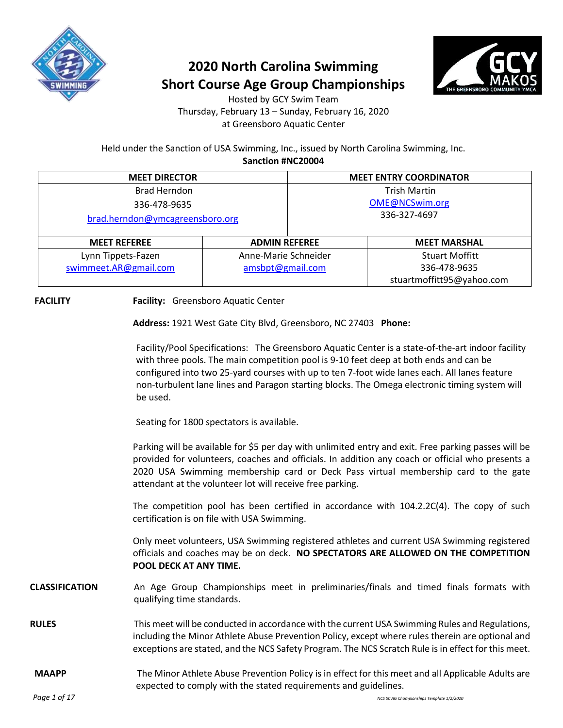# 2020 North Carolina Swimming
# Short Course Age Group Championships

Hosted by GCY Swim Team
Thursday, February 13 – Sunday, February 16, 2020
at Greensboro Aquatic Center

Held under the Sanction of USA Swimming, Inc., issued by North Carolina Swimming, Inc.
**Sanction #NC20004**

| MEET DIRECTOR | MEET ENTRY COORDINATOR |
|---|---|
| Brad Herndon<br>336-478-9635<br>brad.herndon@ymcagreensboro.org | Trish Martin<br>OME@NCSwim.org<br>336-327-4697 |

| MEET REFEREE | ADMIN REFEREE | MEET MARSHAL |
|---|---|---|
| Lynn Tippets-Fazen<br>swimmeet.AR@gmail.com | Anne-Marie Schneider<br>amsbpt@gmail.com | Stuart Moffitt<br>336-478-9635<br>stuartmoffitt95@yahoo.com |

**FACILITY**

**Facility:** Greensboro Aquatic Center

**Address:** 1921 West Gate City Blvd, Greensboro, NC 27403 **Phone:**

Facility/Pool Specifications: The Greensboro Aquatic Center is a state-of-the-art indoor facility with three pools. The main competition pool is 9-10 feet deep at both ends and can be configured into two 25-yard courses with up to ten 7-foot wide lanes each. All lanes feature non-turbulent lane lines and Paragon starting blocks. The Omega electronic timing system will be used.

Seating for 1800 spectators is available.

Parking will be available for $5 per day with unlimited entry and exit. Free parking passes will be provided for volunteers, coaches and officials. In addition any coach or official who presents a 2020 USA Swimming membership card or Deck Pass virtual membership card to the gate attendant at the volunteer lot will receive free parking.

The competition pool has been certified in accordance with 104.2.2C(4). The copy of such certification is on file with USA Swimming.

Only meet volunteers, USA Swimming registered athletes and current USA Swimming registered officials and coaches may be on deck. **NO SPECTATORS ARE ALLOWED ON THE COMPETITION POOL DECK AT ANY TIME.**

**CLASSIFICATION**

An Age Group Championships meet in preliminaries/finals and timed finals formats with qualifying time standards.

**RULES**

This meet will be conducted in accordance with the current USA Swimming Rules and Regulations, including the Minor Athlete Abuse Prevention Policy, except where rules therein are optional and exceptions are stated, and the NCS Safety Program. The NCS Scratch Rule is in effect for this meet.

**MAAPP**

The Minor Athlete Abuse Prevention Policy is in effect for this meet and all Applicable Adults are expected to comply with the stated requirements and guidelines.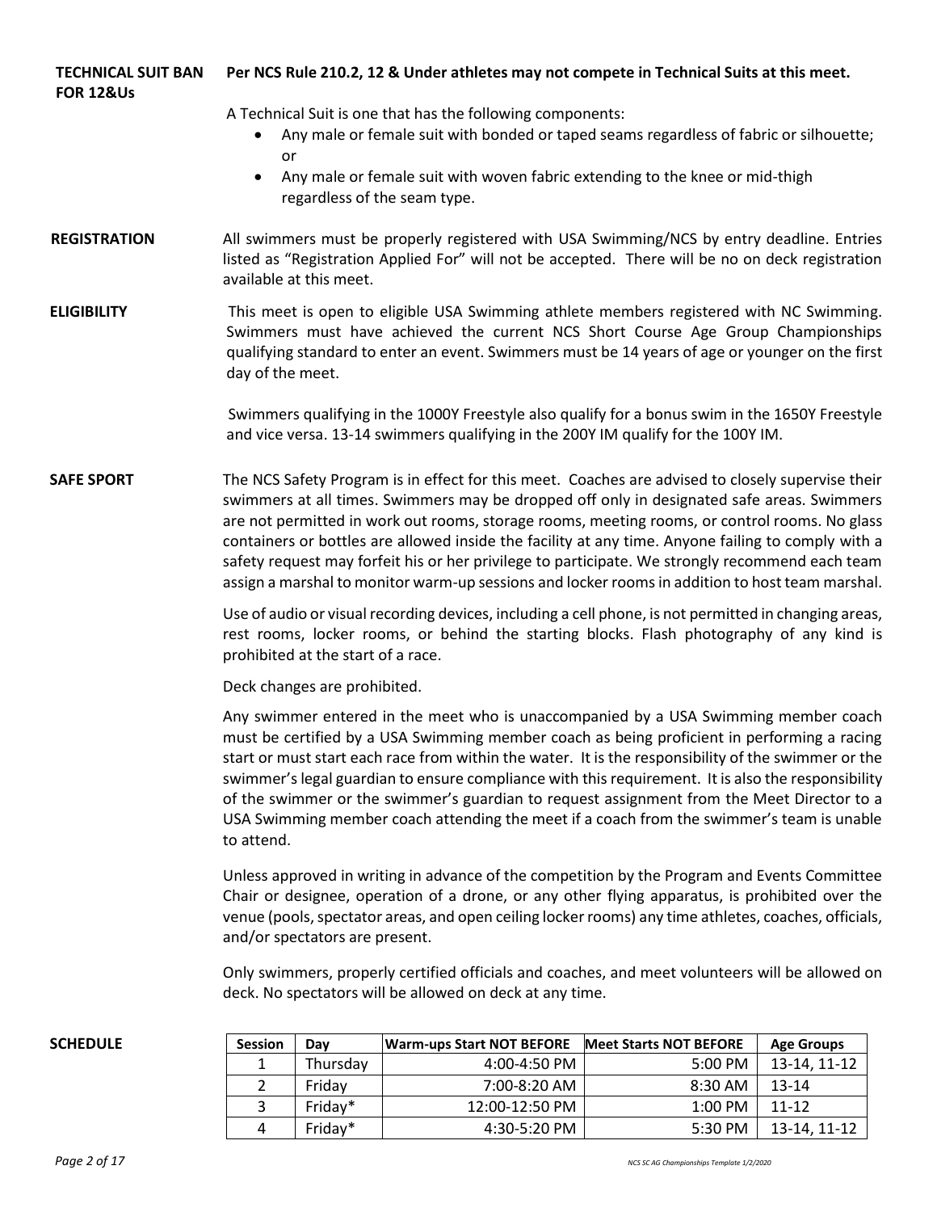**TECHNICAL SUIT BAN FOR 12&Us**

**Per NCS Rule 210.2, 12 & Under athletes may not compete in Technical Suits at this meet.**

A Technical Suit is one that has the following components:

- Any male or female suit with bonded or taped seams regardless of fabric or silhouette; or
- Any male or female suit with woven fabric extending to the knee or mid-thigh regardless of the seam type.

**REGISTRATION**

All swimmers must be properly registered with USA Swimming/NCS by entry deadline. Entries listed as "Registration Applied For" will not be accepted. There will be no on deck registration available at this meet.

**ELIGIBILITY**

This meet is open to eligible USA Swimming athlete members registered with NC Swimming. Swimmers must have achieved the current NCS Short Course Age Group Championships qualifying standard to enter an event. Swimmers must be 14 years of age or younger on the first day of the meet.

Swimmers qualifying in the 1000Y Freestyle also qualify for a bonus swim in the 1650Y Freestyle and vice versa. 13-14 swimmers qualifying in the 200Y IM qualify for the 100Y IM.

**SAFE SPORT**

The NCS Safety Program is in effect for this meet. Coaches are advised to closely supervise their swimmers at all times. Swimmers may be dropped off only in designated safe areas. Swimmers are not permitted in work out rooms, storage rooms, meeting rooms, or control rooms. No glass containers or bottles are allowed inside the facility at any time. Anyone failing to comply with a safety request may forfeit his or her privilege to participate. We strongly recommend each team assign a marshal to monitor warm-up sessions and locker rooms in addition to host team marshal.

Use of audio or visual recording devices, including a cell phone, is not permitted in changing areas, rest rooms, locker rooms, or behind the starting blocks. Flash photography of any kind is prohibited at the start of a race.

Deck changes are prohibited.

Any swimmer entered in the meet who is unaccompanied by a USA Swimming member coach must be certified by a USA Swimming member coach as being proficient in performing a racing start or must start each race from within the water. It is the responsibility of the swimmer or the swimmer's legal guardian to ensure compliance with this requirement. It is also the responsibility of the swimmer or the swimmer's guardian to request assignment from the Meet Director to a USA Swimming member coach attending the meet if a coach from the swimmer's team is unable to attend.

Unless approved in writing in advance of the competition by the Program and Events Committee Chair or designee, operation of a drone, or any other flying apparatus, is prohibited over the venue (pools, spectator areas, and open ceiling locker rooms) any time athletes, coaches, officials, and/or spectators are present.

Only swimmers, properly certified officials and coaches, and meet volunteers will be allowed on deck. No spectators will be allowed on deck at any time.

**SCHEDULE**

| Session | Day | Warm-ups Start NOT BEFORE | Meet Starts NOT BEFORE | Age Groups |
|---|---|---|---|---|
| 1 | Thursday | 4:00-4:50 PM | 5:00 PM | 13-14, 11-12 |
| 2 | Friday | 7:00-8:20 AM | 8:30 AM | 13-14 |
| 3 | Friday* | 12:00-12:50 PM | 1:00 PM | 11-12 |
| 4 | Friday* | 4:30-5:20 PM | 5:30 PM | 13-14, 11-12 |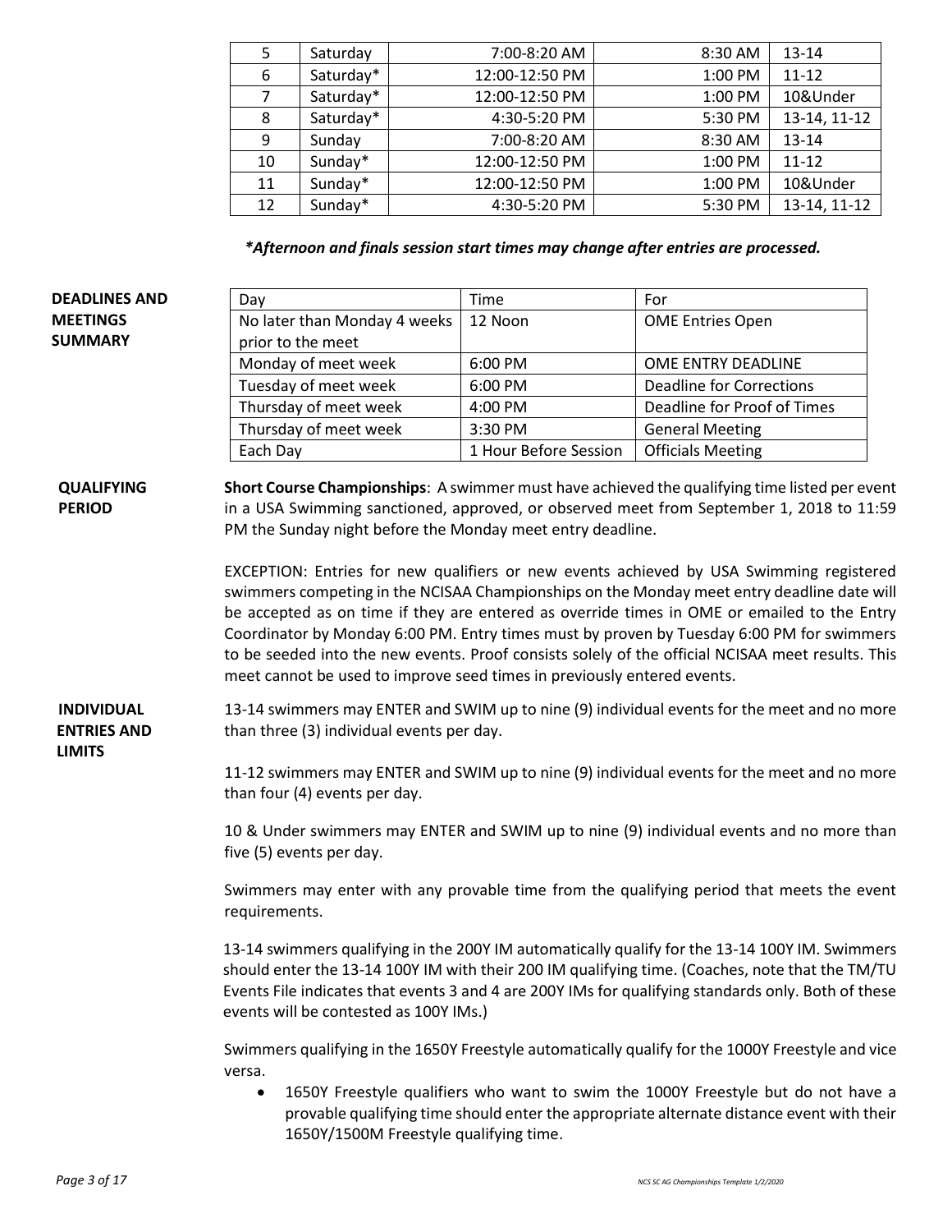| 5 | Saturday | 7:00-8:20 AM | 8:30 AM | 13-14 |
|---|---|---|---|---|
| 6 | Saturday* | 12:00-12:50 PM | 1:00 PM | 11-12 |
| 7 | Saturday* | 12:00-12:50 PM | 1:00 PM | 10&Under |
| 8 | Saturday* | 4:30-5:20 PM | 5:30 PM | 13-14, 11-12 |
| 9 | Sunday | 7:00-8:20 AM | 8:30 AM | 13-14 |
| 10 | Sunday* | 12:00-12:50 PM | 1:00 PM | 11-12 |
| 11 | Sunday* | 12:00-12:50 PM | 1:00 PM | 10&Under |
| 12 | Sunday* | 4:30-5:20 PM | 5:30 PM | 13-14, 11-12 |

***Afternoon and finals session start times may change after entries are processed.***

**DEADLINES AND MEETINGS SUMMARY**

| Day | Time | For |
|---|---|---|
| No later than Monday 4 weeks prior to the meet | 12 Noon | OME Entries Open |
| Monday of meet week | 6:00 PM | OME ENTRY DEADLINE |
| Tuesday of meet week | 6:00 PM | Deadline for Corrections |
| Thursday of meet week | 4:00 PM | Deadline for Proof of Times |
| Thursday of meet week | 3:30 PM | General Meeting |
| Each Day | 1 Hour Before Session | Officials Meeting |

**QUALIFYING PERIOD**

**Short Course Championships**: A swimmer must have achieved the qualifying time listed per event in a USA Swimming sanctioned, approved, or observed meet from September 1, 2018 to 11:59 PM the Sunday night before the Monday meet entry deadline.

EXCEPTION: Entries for new qualifiers or new events achieved by USA Swimming registered swimmers competing in the NCISAA Championships on the Monday meet entry deadline date will be accepted as on time if they are entered as override times in OME or emailed to the Entry Coordinator by Monday 6:00 PM. Entry times must by proven by Tuesday 6:00 PM for swimmers to be seeded into the new events. Proof consists solely of the official NCISAA meet results. This meet cannot be used to improve seed times in previously entered events.

**INDIVIDUAL ENTRIES AND LIMITS**

13-14 swimmers may ENTER and SWIM up to nine (9) individual events for the meet and no more than three (3) individual events per day.

11-12 swimmers may ENTER and SWIM up to nine (9) individual events for the meet and no more than four (4) events per day.

10 & Under swimmers may ENTER and SWIM up to nine (9) individual events and no more than five (5) events per day.

Swimmers may enter with any provable time from the qualifying period that meets the event requirements.

13-14 swimmers qualifying in the 200Y IM automatically qualify for the 13-14 100Y IM. Swimmers should enter the 13-14 100Y IM with their 200 IM qualifying time. (Coaches, note that the TM/TU Events File indicates that events 3 and 4 are 200Y IMs for qualifying standards only. Both of these events will be contested as 100Y IMs.)

Swimmers qualifying in the 1650Y Freestyle automatically qualify for the 1000Y Freestyle and vice versa.

- 1650Y Freestyle qualifiers who want to swim the 1000Y Freestyle but do not have a provable qualifying time should enter the appropriate alternate distance event with their 1650Y/1500M Freestyle qualifying time.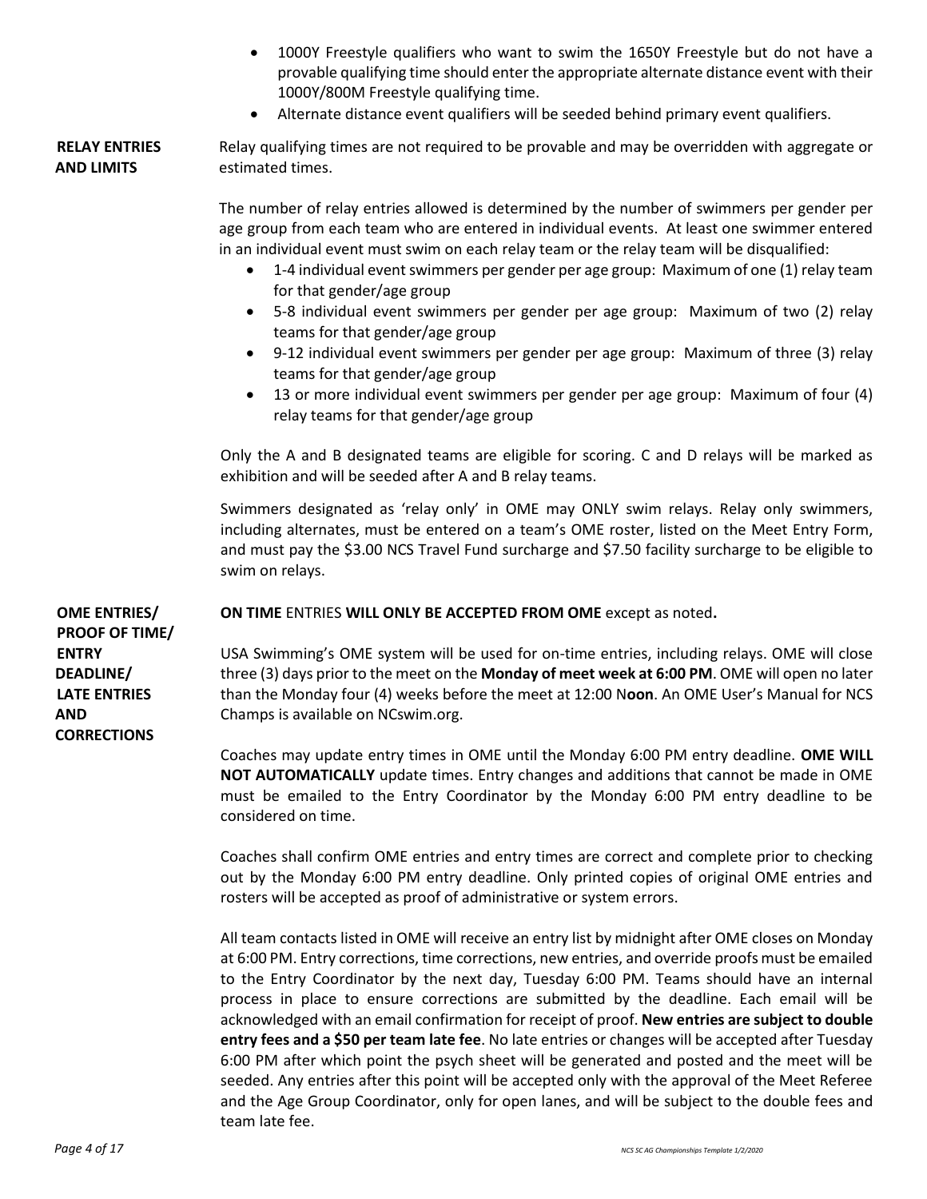- 1000Y Freestyle qualifiers who want to swim the 1650Y Freestyle but do not have a provable qualifying time should enter the appropriate alternate distance event with their 1000Y/800M Freestyle qualifying time.
- Alternate distance event qualifiers will be seeded behind primary event qualifiers.

**RELAY ENTRIES AND LIMITS**

Relay qualifying times are not required to be provable and may be overridden with aggregate or estimated times.

The number of relay entries allowed is determined by the number of swimmers per gender per age group from each team who are entered in individual events. At least one swimmer entered in an individual event must swim on each relay team or the relay team will be disqualified:

- 1-4 individual event swimmers per gender per age group: Maximum of one (1) relay team for that gender/age group
- 5-8 individual event swimmers per gender per age group: Maximum of two (2) relay teams for that gender/age group
- 9-12 individual event swimmers per gender per age group: Maximum of three (3) relay teams for that gender/age group
- 13 or more individual event swimmers per gender per age group: Maximum of four (4) relay teams for that gender/age group

Only the A and B designated teams are eligible for scoring. C and D relays will be marked as exhibition and will be seeded after A and B relay teams.

Swimmers designated as 'relay only' in OME may ONLY swim relays. Relay only swimmers, including alternates, must be entered on a team's OME roster, listed on the Meet Entry Form, and must pay the $3.00 NCS Travel Fund surcharge and $7.50 facility surcharge to be eligible to swim on relays.

**OME ENTRIES/ PROOF OF TIME/ ENTRY DEADLINE/ LATE ENTRIES AND CORRECTIONS**

**ON TIME** ENTRIES **WILL ONLY BE ACCEPTED FROM OME** except as noted**.**

USA Swimming's OME system will be used for on-time entries, including relays. OME will close three (3) days prior to the meet on the **Monday of meet week at 6:00 PM**. OME will open no later than the Monday four (4) weeks before the meet at 12:00 N**oon**. An OME User's Manual for NCS Champs is available on NCswim.org.

Coaches may update entry times in OME until the Monday 6:00 PM entry deadline. **OME WILL NOT AUTOMATICALLY** update times. Entry changes and additions that cannot be made in OME must be emailed to the Entry Coordinator by the Monday 6:00 PM entry deadline to be considered on time.

Coaches shall confirm OME entries and entry times are correct and complete prior to checking out by the Monday 6:00 PM entry deadline. Only printed copies of original OME entries and rosters will be accepted as proof of administrative or system errors.

All team contacts listed in OME will receive an entry list by midnight after OME closes on Monday at 6:00 PM. Entry corrections, time corrections, new entries, and override proofs must be emailed to the Entry Coordinator by the next day, Tuesday 6:00 PM. Teams should have an internal process in place to ensure corrections are submitted by the deadline. Each email will be acknowledged with an email confirmation for receipt of proof. **New entries are subject to double entry fees and a $50 per team late fee**. No late entries or changes will be accepted after Tuesday 6:00 PM after which point the psych sheet will be generated and posted and the meet will be seeded. Any entries after this point will be accepted only with the approval of the Meet Referee and the Age Group Coordinator, only for open lanes, and will be subject to the double fees and team late fee.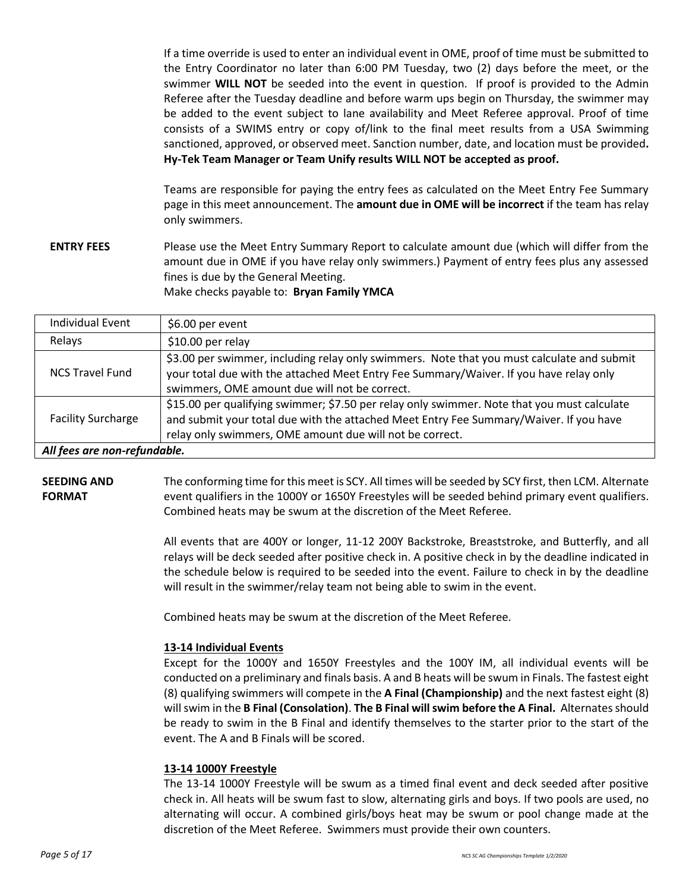If a time override is used to enter an individual event in OME, proof of time must be submitted to the Entry Coordinator no later than 6:00 PM Tuesday, two (2) days before the meet, or the swimmer **WILL NOT** be seeded into the event in question. If proof is provided to the Admin Referee after the Tuesday deadline and before warm ups begin on Thursday, the swimmer may be added to the event subject to lane availability and Meet Referee approval. Proof of time consists of a SWIMS entry or copy of/link to the final meet results from a USA Swimming sanctioned, approved, or observed meet. Sanction number, date, and location must be provided**.** **Hy-Tek Team Manager or Team Unify results WILL NOT be accepted as proof.**

Teams are responsible for paying the entry fees as calculated on the Meet Entry Fee Summary page in this meet announcement. The **amount due in OME will be incorrect** if the team has relay only swimmers.

**ENTRY FEES**

Please use the Meet Entry Summary Report to calculate amount due (which will differ from the amount due in OME if you have relay only swimmers.) Payment of entry fees plus any assessed fines is due by the General Meeting.
Make checks payable to: **Bryan Family YMCA**

| Individual Event | $6.00 per event |
|---|---|
| Relays | $10.00 per relay |
| NCS Travel Fund | $3.00 per swimmer, including relay only swimmers. Note that you must calculate and submit your total due with the attached Meet Entry Fee Summary/Waiver. If you have relay only swimmers, OME amount due will not be correct. |
| Facility Surcharge | $15.00 per qualifying swimmer; $7.50 per relay only swimmer. Note that you must calculate and submit your total due with the attached Meet Entry Fee Summary/Waiver. If you have relay only swimmers, OME amount due will not be correct. |
| ***All fees are non-refundable.*** | |

**SEEDING AND FORMAT**

The conforming time for this meet is SCY. All times will be seeded by SCY first, then LCM. Alternate event qualifiers in the 1000Y or 1650Y Freestyles will be seeded behind primary event qualifiers. Combined heats may be swum at the discretion of the Meet Referee.

All events that are 400Y or longer, 11-12 200Y Backstroke, Breaststroke, and Butterfly, and all relays will be deck seeded after positive check in. A positive check in by the deadline indicated in the schedule below is required to be seeded into the event. Failure to check in by the deadline will result in the swimmer/relay team not being able to swim in the event.

Combined heats may be swum at the discretion of the Meet Referee.

**13-14 Individual Events**

Except for the 1000Y and 1650Y Freestyles and the 100Y IM, all individual events will be conducted on a preliminary and finals basis. A and B heats will be swum in Finals. The fastest eight (8) qualifying swimmers will compete in the **A Final (Championship)** and the next fastest eight (8) will swim in the **B Final (Consolation)**. **The B Final will swim before the A Final.** Alternates should be ready to swim in the B Final and identify themselves to the starter prior to the start of the event. The A and B Finals will be scored.

**13-14 1000Y Freestyle**

The 13-14 1000Y Freestyle will be swum as a timed final event and deck seeded after positive check in. All heats will be swum fast to slow, alternating girls and boys. If two pools are used, no alternating will occur. A combined girls/boys heat may be swum or pool change made at the discretion of the Meet Referee. Swimmers must provide their own counters.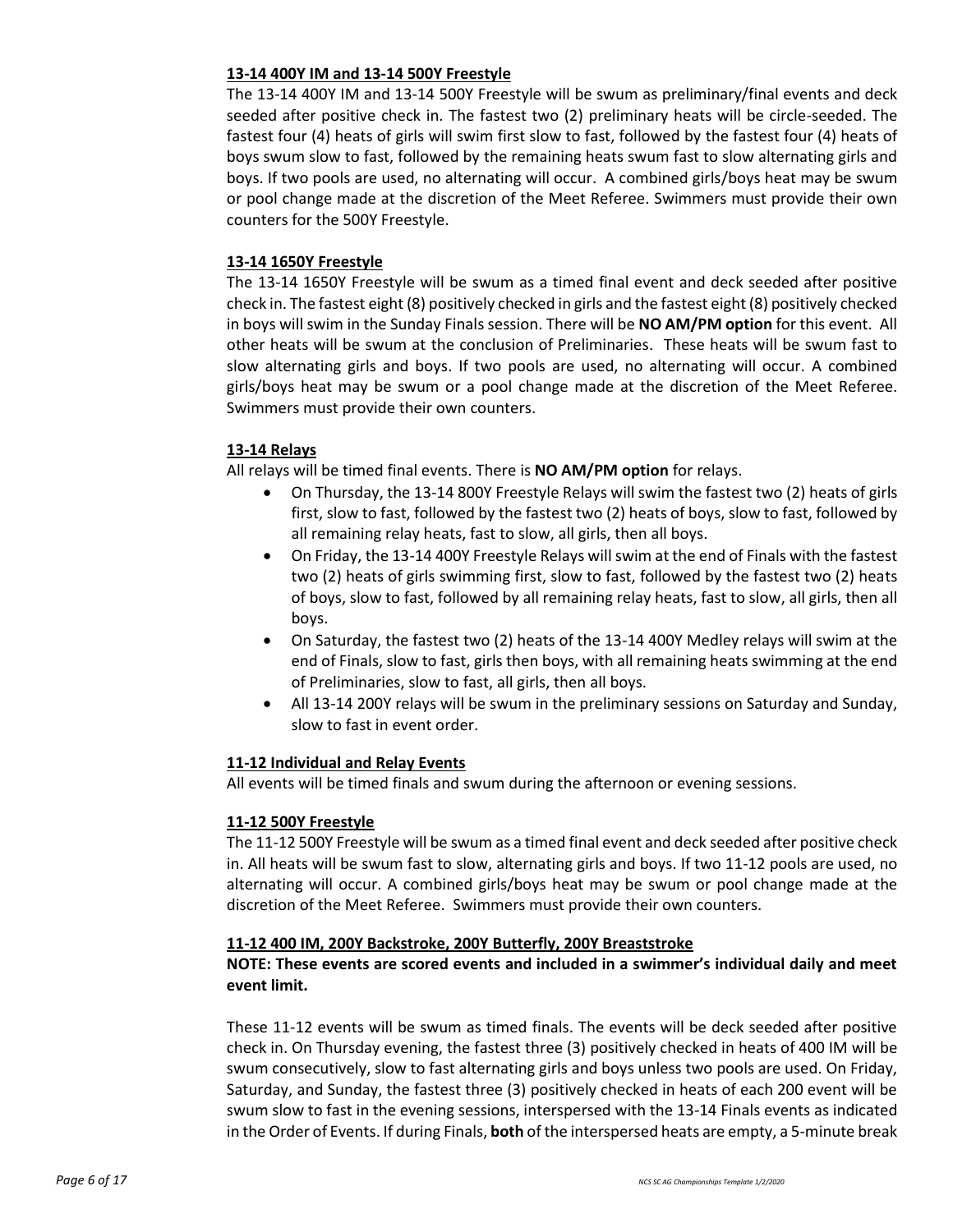**13-14 400Y IM and 13-14 500Y Freestyle**

The 13-14 400Y IM and 13-14 500Y Freestyle will be swum as preliminary/final events and deck seeded after positive check in. The fastest two (2) preliminary heats will be circle-seeded. The fastest four (4) heats of girls will swim first slow to fast, followed by the fastest four (4) heats of boys swum slow to fast, followed by the remaining heats swum fast to slow alternating girls and boys. If two pools are used, no alternating will occur. A combined girls/boys heat may be swum or pool change made at the discretion of the Meet Referee. Swimmers must provide their own counters for the 500Y Freestyle.

**13-14 1650Y Freestyle**

The 13-14 1650Y Freestyle will be swum as a timed final event and deck seeded after positive check in. The fastest eight (8) positively checked in girls and the fastest eight (8) positively checked in boys will swim in the Sunday Finals session. There will be **NO AM/PM option** for this event. All other heats will be swum at the conclusion of Preliminaries. These heats will be swum fast to slow alternating girls and boys. If two pools are used, no alternating will occur. A combined girls/boys heat may be swum or a pool change made at the discretion of the Meet Referee. Swimmers must provide their own counters.

**13-14 Relays**

All relays will be timed final events. There is **NO AM/PM option** for relays.

- On Thursday, the 13-14 800Y Freestyle Relays will swim the fastest two (2) heats of girls first, slow to fast, followed by the fastest two (2) heats of boys, slow to fast, followed by all remaining relay heats, fast to slow, all girls, then all boys.
- On Friday, the 13-14 400Y Freestyle Relays will swim at the end of Finals with the fastest two (2) heats of girls swimming first, slow to fast, followed by the fastest two (2) heats of boys, slow to fast, followed by all remaining relay heats, fast to slow, all girls, then all boys.
- On Saturday, the fastest two (2) heats of the 13-14 400Y Medley relays will swim at the end of Finals, slow to fast, girls then boys, with all remaining heats swimming at the end of Preliminaries, slow to fast, all girls, then all boys.
- All 13-14 200Y relays will be swum in the preliminary sessions on Saturday and Sunday, slow to fast in event order.

**11-12 Individual and Relay Events**

All events will be timed finals and swum during the afternoon or evening sessions.

**11-12 500Y Freestyle**

The 11-12 500Y Freestyle will be swum as a timed final event and deck seeded after positive check in. All heats will be swum fast to slow, alternating girls and boys. If two 11-12 pools are used, no alternating will occur. A combined girls/boys heat may be swum or pool change made at the discretion of the Meet Referee. Swimmers must provide their own counters.

**11-12 400 IM, 200Y Backstroke, 200Y Butterfly, 200Y Breaststroke**

**NOTE: These events are scored events and included in a swimmer's individual daily and meet event limit.**

These 11-12 events will be swum as timed finals. The events will be deck seeded after positive check in. On Thursday evening, the fastest three (3) positively checked in heats of 400 IM will be swum consecutively, slow to fast alternating girls and boys unless two pools are used. On Friday, Saturday, and Sunday, the fastest three (3) positively checked in heats of each 200 event will be swum slow to fast in the evening sessions, interspersed with the 13-14 Finals events as indicated in the Order of Events. If during Finals, **both** of the interspersed heats are empty, a 5-minute break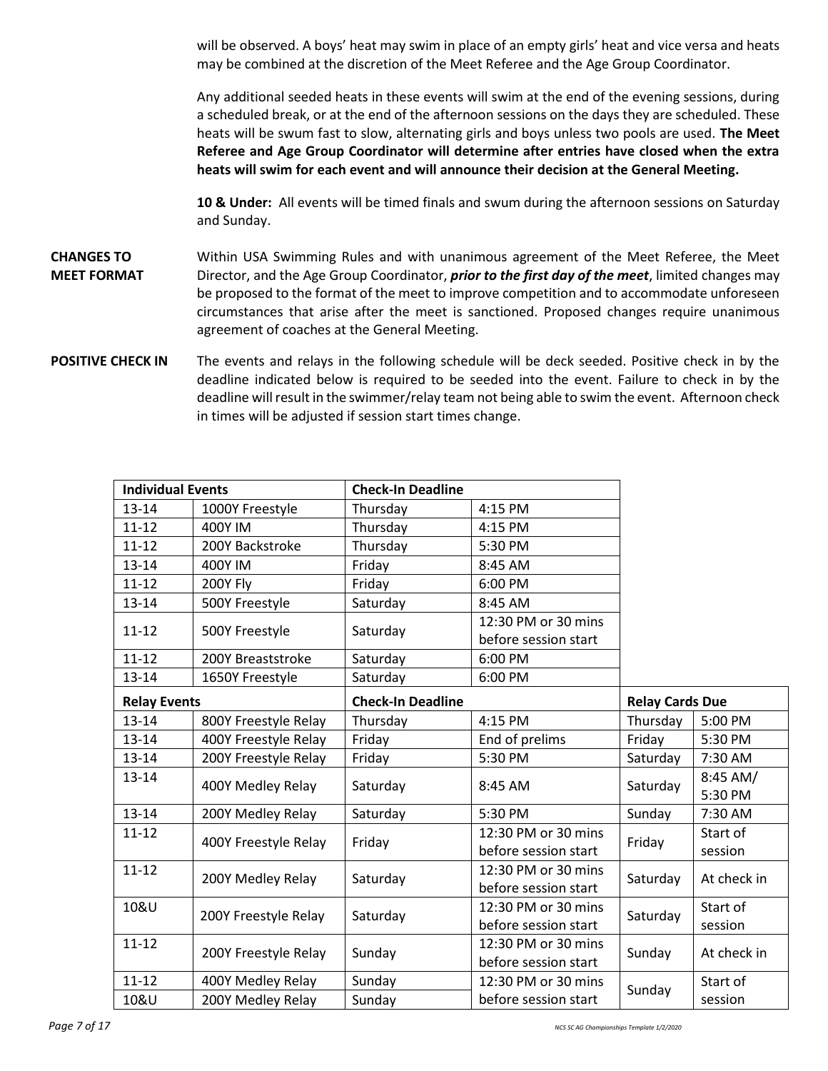will be observed. A boys' heat may swim in place of an empty girls' heat and vice versa and heats may be combined at the discretion of the Meet Referee and the Age Group Coordinator.

Any additional seeded heats in these events will swim at the end of the evening sessions, during a scheduled break, or at the end of the afternoon sessions on the days they are scheduled. These heats will be swum fast to slow, alternating girls and boys unless two pools are used. **The Meet Referee and Age Group Coordinator will determine after entries have closed when the extra heats will swim for each event and will announce their decision at the General Meeting.**

**10 & Under:** All events will be timed finals and swum during the afternoon sessions on Saturday and Sunday.

**CHANGES TO MEET FORMAT**

Within USA Swimming Rules and with unanimous agreement of the Meet Referee, the Meet Director, and the Age Group Coordinator, ***prior to the first day of the meet***, limited changes may be proposed to the format of the meet to improve competition and to accommodate unforeseen circumstances that arise after the meet is sanctioned. Proposed changes require unanimous agreement of coaches at the General Meeting.

**POSITIVE CHECK IN**

The events and relays in the following schedule will be deck seeded. Positive check in by the deadline indicated below is required to be seeded into the event. Failure to check in by the deadline will result in the swimmer/relay team not being able to swim the event. Afternoon check in times will be adjusted if session start times change.

| Individual Events | | Check-In Deadline | |
|---|---|---|---|
| 13-14 | 1000Y Freestyle | Thursday | 4:15 PM |
| 11-12 | 400Y IM | Thursday | 4:15 PM |
| 11-12 | 200Y Backstroke | Thursday | 5:30 PM |
| 13-14 | 400Y IM | Friday | 8:45 AM |
| 11-12 | 200Y Fly | Friday | 6:00 PM |
| 13-14 | 500Y Freestyle | Saturday | 8:45 AM |
| 11-12 | 500Y Freestyle | Saturday | 12:30 PM or 30 mins before session start |
| 11-12 | 200Y Breaststroke | Saturday | 6:00 PM |
| 13-14 | 1650Y Freestyle | Saturday | 6:00 PM |

| Relay Events | | Check-In Deadline | | Relay Cards Due | |
|---|---|---|---|---|---|
| 13-14 | 800Y Freestyle Relay | Thursday | 4:15 PM | Thursday | 5:00 PM |
| 13-14 | 400Y Freestyle Relay | Friday | End of prelims | Friday | 5:30 PM |
| 13-14 | 200Y Freestyle Relay | Friday | 5:30 PM | Saturday | 7:30 AM |
| 13-14 | 400Y Medley Relay | Saturday | 8:45 AM | Saturday | 8:45 AM/ 5:30 PM |
| 13-14 | 200Y Medley Relay | Saturday | 5:30 PM | Sunday | 7:30 AM |
| 11-12 | 400Y Freestyle Relay | Friday | 12:30 PM or 30 mins before session start | Friday | Start of session |
| 11-12 | 200Y Medley Relay | Saturday | 12:30 PM or 30 mins before session start | Saturday | At check in |
| 10&U | 200Y Freestyle Relay | Saturday | 12:30 PM or 30 mins before session start | Saturday | Start of session |
| 11-12 | 200Y Freestyle Relay | Sunday | 12:30 PM or 30 mins before session start | Sunday | At check in |
| 11-12 | 400Y Medley Relay | Sunday | 12:30 PM or 30 mins before session start | Sunday | Start of session |
| 10&U | 200Y Medley Relay | Sunday | | | |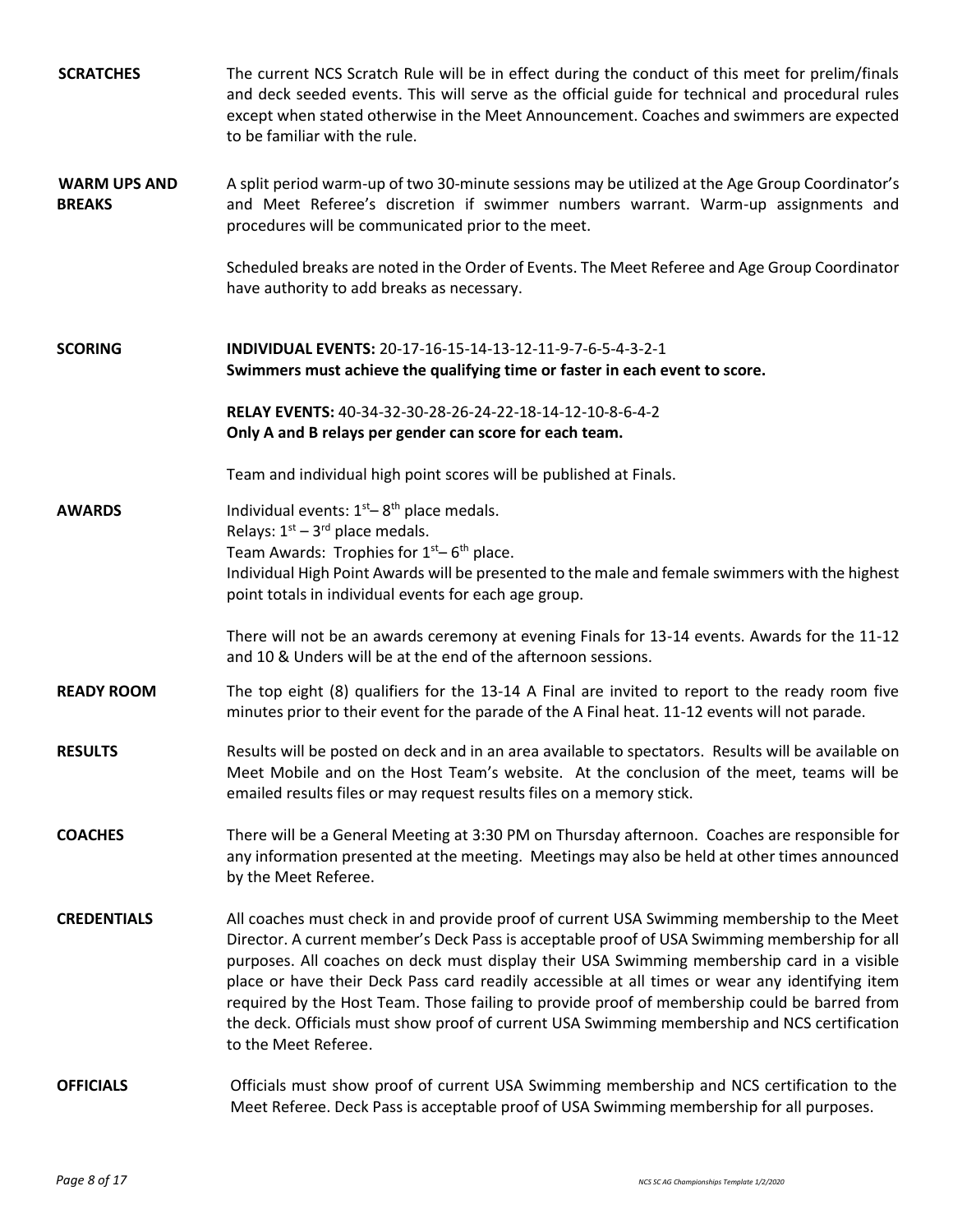**SCRATCHES**

The current NCS Scratch Rule will be in effect during the conduct of this meet for prelim/finals and deck seeded events. This will serve as the official guide for technical and procedural rules except when stated otherwise in the Meet Announcement. Coaches and swimmers are expected to be familiar with the rule.

**WARM UPS AND BREAKS**

A split period warm-up of two 30-minute sessions may be utilized at the Age Group Coordinator's and Meet Referee's discretion if swimmer numbers warrant. Warm-up assignments and procedures will be communicated prior to the meet.

Scheduled breaks are noted in the Order of Events. The Meet Referee and Age Group Coordinator have authority to add breaks as necessary.

**SCORING**

**INDIVIDUAL EVENTS:** 20-17-16-15-14-13-12-11-9-7-6-5-4-3-2-1
**Swimmers must achieve the qualifying time or faster in each event to score.**

**RELAY EVENTS:** 40-34-32-30-28-26-24-22-18-14-12-10-8-6-4-2
**Only A and B relays per gender can score for each team.**

Team and individual high point scores will be published at Finals.

**AWARDS**

Individual events: 1st– 8th place medals.
Relays: 1st – 3rd place medals.
Team Awards: Trophies for 1st– 6th place.
Individual High Point Awards will be presented to the male and female swimmers with the highest point totals in individual events for each age group.

There will not be an awards ceremony at evening Finals for 13-14 events. Awards for the 11-12 and 10 & Unders will be at the end of the afternoon sessions.

**READY ROOM**

The top eight (8) qualifiers for the 13-14 A Final are invited to report to the ready room five minutes prior to their event for the parade of the A Final heat. 11-12 events will not parade.

**RESULTS**

Results will be posted on deck and in an area available to spectators. Results will be available on Meet Mobile and on the Host Team's website. At the conclusion of the meet, teams will be emailed results files or may request results files on a memory stick.

**COACHES**

There will be a General Meeting at 3:30 PM on Thursday afternoon. Coaches are responsible for any information presented at the meeting. Meetings may also be held at other times announced by the Meet Referee.

**CREDENTIALS**

All coaches must check in and provide proof of current USA Swimming membership to the Meet Director. A current member's Deck Pass is acceptable proof of USA Swimming membership for all purposes. All coaches on deck must display their USA Swimming membership card in a visible place or have their Deck Pass card readily accessible at all times or wear any identifying item required by the Host Team. Those failing to provide proof of membership could be barred from the deck. Officials must show proof of current USA Swimming membership and NCS certification to the Meet Referee.

**OFFICIALS**

Officials must show proof of current USA Swimming membership and NCS certification to the Meet Referee. Deck Pass is acceptable proof of USA Swimming membership for all purposes.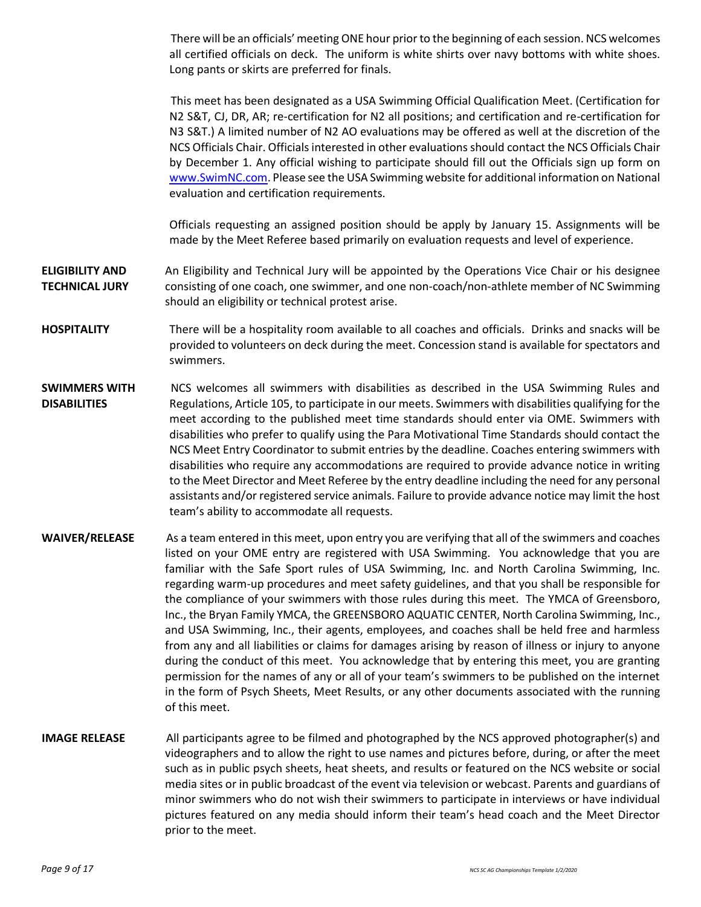There will be an officials' meeting ONE hour prior to the beginning of each session. NCS welcomes all certified officials on deck. The uniform is white shirts over navy bottoms with white shoes. Long pants or skirts are preferred for finals.

This meet has been designated as a USA Swimming Official Qualification Meet. (Certification for N2 S&T, CJ, DR, AR; re-certification for N2 all positions; and certification and re-certification for N3 S&T.) A limited number of N2 AO evaluations may be offered as well at the discretion of the NCS Officials Chair. Officials interested in other evaluations should contact the NCS Officials Chair by December 1. Any official wishing to participate should fill out the Officials sign up form on www.SwimNC.com. Please see the USA Swimming website for additional information on National evaluation and certification requirements.

Officials requesting an assigned position should be apply by January 15. Assignments will be made by the Meet Referee based primarily on evaluation requests and level of experience.

**ELIGIBILITY AND TECHNICAL JURY** An Eligibility and Technical Jury will be appointed by the Operations Vice Chair or his designee consisting of one coach, one swimmer, and one non-coach/non-athlete member of NC Swimming should an eligibility or technical protest arise.

**HOSPITALITY** There will be a hospitality room available to all coaches and officials. Drinks and snacks will be provided to volunteers on deck during the meet. Concession stand is available for spectators and swimmers.

**SWIMMERS WITH DISABILITIES** NCS welcomes all swimmers with disabilities as described in the USA Swimming Rules and Regulations, Article 105, to participate in our meets. Swimmers with disabilities qualifying for the meet according to the published meet time standards should enter via OME. Swimmers with disabilities who prefer to qualify using the Para Motivational Time Standards should contact the NCS Meet Entry Coordinator to submit entries by the deadline. Coaches entering swimmers with disabilities who require any accommodations are required to provide advance notice in writing to the Meet Director and Meet Referee by the entry deadline including the need for any personal assistants and/or registered service animals. Failure to provide advance notice may limit the host team's ability to accommodate all requests.

**WAIVER/RELEASE** As a team entered in this meet, upon entry you are verifying that all of the swimmers and coaches listed on your OME entry are registered with USA Swimming. You acknowledge that you are familiar with the Safe Sport rules of USA Swimming, Inc. and North Carolina Swimming, Inc. regarding warm-up procedures and meet safety guidelines, and that you shall be responsible for the compliance of your swimmers with those rules during this meet. The YMCA of Greensboro, Inc., the Bryan Family YMCA, the GREENSBORO AQUATIC CENTER, North Carolina Swimming, Inc., and USA Swimming, Inc., their agents, employees, and coaches shall be held free and harmless from any and all liabilities or claims for damages arising by reason of illness or injury to anyone during the conduct of this meet. You acknowledge that by entering this meet, you are granting permission for the names of any or all of your team's swimmers to be published on the internet in the form of Psych Sheets, Meet Results, or any other documents associated with the running of this meet.

**IMAGE RELEASE** All participants agree to be filmed and photographed by the NCS approved photographer(s) and videographers and to allow the right to use names and pictures before, during, or after the meet such as in public psych sheets, heat sheets, and results or featured on the NCS website or social media sites or in public broadcast of the event via television or webcast. Parents and guardians of minor swimmers who do not wish their swimmers to participate in interviews or have individual pictures featured on any media should inform their team's head coach and the Meet Director prior to the meet.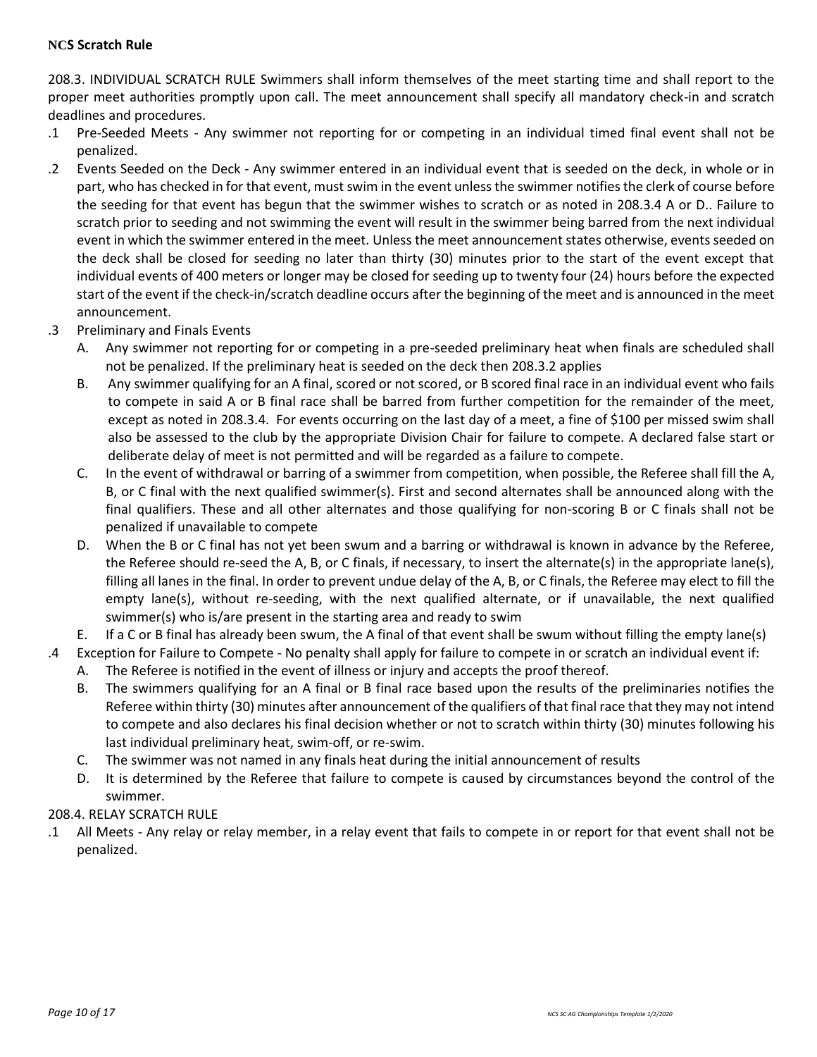**NCS Scratch Rule**

208.3. INDIVIDUAL SCRATCH RULE Swimmers shall inform themselves of the meet starting time and shall report to the proper meet authorities promptly upon call. The meet announcement shall specify all mandatory check-in and scratch deadlines and procedures.

.1 Pre-Seeded Meets - Any swimmer not reporting for or competing in an individual timed final event shall not be penalized.

.2 Events Seeded on the Deck - Any swimmer entered in an individual event that is seeded on the deck, in whole or in part, who has checked in for that event, must swim in the event unless the swimmer notifies the clerk of course before the seeding for that event has begun that the swimmer wishes to scratch or as noted in 208.3.4 A or D.. Failure to scratch prior to seeding and not swimming the event will result in the swimmer being barred from the next individual event in which the swimmer entered in the meet. Unless the meet announcement states otherwise, events seeded on the deck shall be closed for seeding no later than thirty (30) minutes prior to the start of the event except that individual events of 400 meters or longer may be closed for seeding up to twenty four (24) hours before the expected start of the event if the check-in/scratch deadline occurs after the beginning of the meet and is announced in the meet announcement.

.3 Preliminary and Finals Events

A. Any swimmer not reporting for or competing in a pre-seeded preliminary heat when finals are scheduled shall not be penalized. If the preliminary heat is seeded on the deck then 208.3.2 applies

B. Any swimmer qualifying for an A final, scored or not scored, or B scored final race in an individual event who fails to compete in said A or B final race shall be barred from further competition for the remainder of the meet, except as noted in 208.3.4. For events occurring on the last day of a meet, a fine of $100 per missed swim shall also be assessed to the club by the appropriate Division Chair for failure to compete. A declared false start or deliberate delay of meet is not permitted and will be regarded as a failure to compete.

C. In the event of withdrawal or barring of a swimmer from competition, when possible, the Referee shall fill the A, B, or C final with the next qualified swimmer(s). First and second alternates shall be announced along with the final qualifiers. These and all other alternates and those qualifying for non-scoring B or C finals shall not be penalized if unavailable to compete

D. When the B or C final has not yet been swum and a barring or withdrawal is known in advance by the Referee, the Referee should re-seed the A, B, or C finals, if necessary, to insert the alternate(s) in the appropriate lane(s), filling all lanes in the final. In order to prevent undue delay of the A, B, or C finals, the Referee may elect to fill the empty lane(s), without re-seeding, with the next qualified alternate, or if unavailable, the next qualified swimmer(s) who is/are present in the starting area and ready to swim

E. If a C or B final has already been swum, the A final of that event shall be swum without filling the empty lane(s)

.4 Exception for Failure to Compete - No penalty shall apply for failure to compete in or scratch an individual event if:

A. The Referee is notified in the event of illness or injury and accepts the proof thereof.

B. The swimmers qualifying for an A final or B final race based upon the results of the preliminaries notifies the Referee within thirty (30) minutes after announcement of the qualifiers of that final race that they may not intend to compete and also declares his final decision whether or not to scratch within thirty (30) minutes following his last individual preliminary heat, swim-off, or re-swim.

C. The swimmer was not named in any finals heat during the initial announcement of results

D. It is determined by the Referee that failure to compete is caused by circumstances beyond the control of the swimmer.

208.4. RELAY SCRATCH RULE

.1 All Meets - Any relay or relay member, in a relay event that fails to compete in or report for that event shall not be penalized.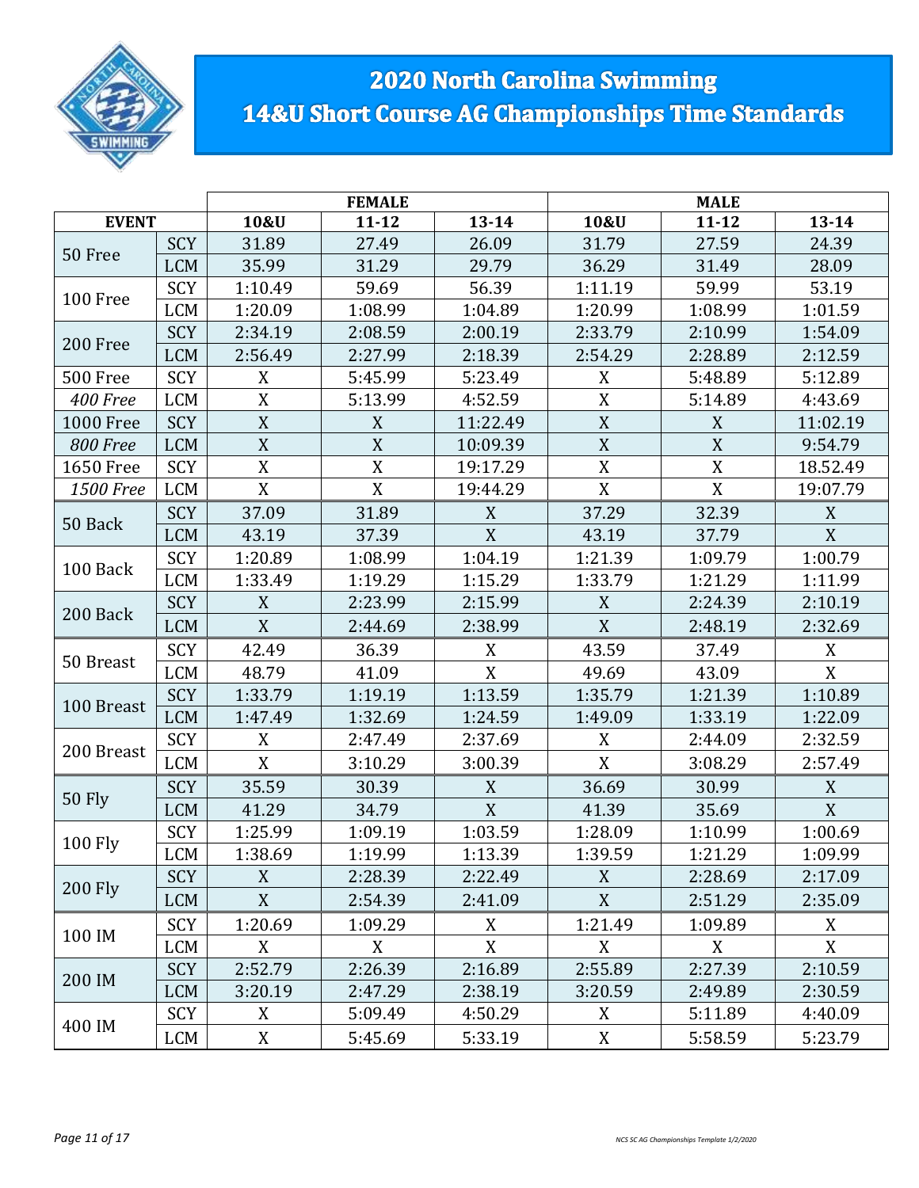# 2020 North Carolina Swimming
# 14&U Short Course AG Championships Time Standards

| | | FEMALE | | | MALE | | |
|---|---|---|---|---|---|---|---|
| **EVENT** | | **10&U** | **11-12** | **13-14** | **10&U** | **11-12** | **13-14** |
| 50 Free | SCY | 31.89 | 27.49 | 26.09 | 31.79 | 27.59 | 24.39 |
| | LCM | 35.99 | 31.29 | 29.79 | 36.29 | 31.49 | 28.09 |
| 100 Free | SCY | 1:10.49 | 59.69 | 56.39 | 1:11.19 | 59.99 | 53.19 |
| | LCM | 1:20.09 | 1:08.99 | 1:04.89 | 1:20.99 | 1:08.99 | 1:01.59 |
| 200 Free | SCY | 2:34.19 | 2:08.59 | 2:00.19 | 2:33.79 | 2:10.99 | 1:54.09 |
| | LCM | 2:56.49 | 2:27.99 | 2:18.39 | 2:54.29 | 2:28.89 | 2:12.59 |
| 500 Free | SCY | X | 5:45.99 | 5:23.49 | X | 5:48.89 | 5:12.89 |
| *400 Free* | LCM | X | 5:13.99 | 4:52.59 | X | 5:14.89 | 4:43.69 |
| 1000 Free | SCY | X | X | 11:22.49 | X | X | 11:02.19 |
| *800 Free* | LCM | X | X | 10:09.39 | X | X | 9:54.79 |
| 1650 Free | SCY | X | X | 19:17.29 | X | X | 18.52.49 |
| *1500 Free* | LCM | X | X | 19:44.29 | X | X | 19:07.79 |
| 50 Back | SCY | 37.09 | 31.89 | X | 37.29 | 32.39 | X |
| | LCM | 43.19 | 37.39 | X | 43.19 | 37.79 | X |
| 100 Back | SCY | 1:20.89 | 1:08.99 | 1:04.19 | 1:21.39 | 1:09.79 | 1:00.79 |
| | LCM | 1:33.49 | 1:19.29 | 1:15.29 | 1:33.79 | 1:21.29 | 1:11.99 |
| 200 Back | SCY | X | 2:23.99 | 2:15.99 | X | 2:24.39 | 2:10.19 |
| | LCM | X | 2:44.69 | 2:38.99 | X | 2:48.19 | 2:32.69 |
| 50 Breast | SCY | 42.49 | 36.39 | X | 43.59 | 37.49 | X |
| | LCM | 48.79 | 41.09 | X | 49.69 | 43.09 | X |
| 100 Breast | SCY | 1:33.79 | 1:19.19 | 1:13.59 | 1:35.79 | 1:21.39 | 1:10.89 |
| | LCM | 1:47.49 | 1:32.69 | 1:24.59 | 1:49.09 | 1:33.19 | 1:22.09 |
| 200 Breast | SCY | X | 2:47.49 | 2:37.69 | X | 2:44.09 | 2:32.59 |
| | LCM | X | 3:10.29 | 3:00.39 | X | 3:08.29 | 2:57.49 |
| 50 Fly | SCY | 35.59 | 30.39 | X | 36.69 | 30.99 | X |
| | LCM | 41.29 | 34.79 | X | 41.39 | 35.69 | X |
| 100 Fly | SCY | 1:25.99 | 1:09.19 | 1:03.59 | 1:28.09 | 1:10.99 | 1:00.69 |
| | LCM | 1:38.69 | 1:19.99 | 1:13.39 | 1:39.59 | 1:21.29 | 1:09.99 |
| 200 Fly | SCY | X | 2:28.39 | 2:22.49 | X | 2:28.69 | 2:17.09 |
| | LCM | X | 2:54.39 | 2:41.09 | X | 2:51.29 | 2:35.09 |
| 100 IM | SCY | 1:20.69 | 1:09.29 | X | 1:21.49 | 1:09.89 | X |
| | LCM | X | X | X | X | X | X |
| 200 IM | SCY | 2:52.79 | 2:26.39 | 2:16.89 | 2:55.89 | 2:27.39 | 2:10.59 |
| | LCM | 3:20.19 | 2:47.29 | 2:38.19 | 3:20.59 | 2:49.89 | 2:30.59 |
| 400 IM | SCY | X | 5:09.49 | 4:50.29 | X | 5:11.89 | 4:40.09 |
| | LCM | X | 5:45.69 | 5:33.19 | X | 5:58.59 | 5:23.79 |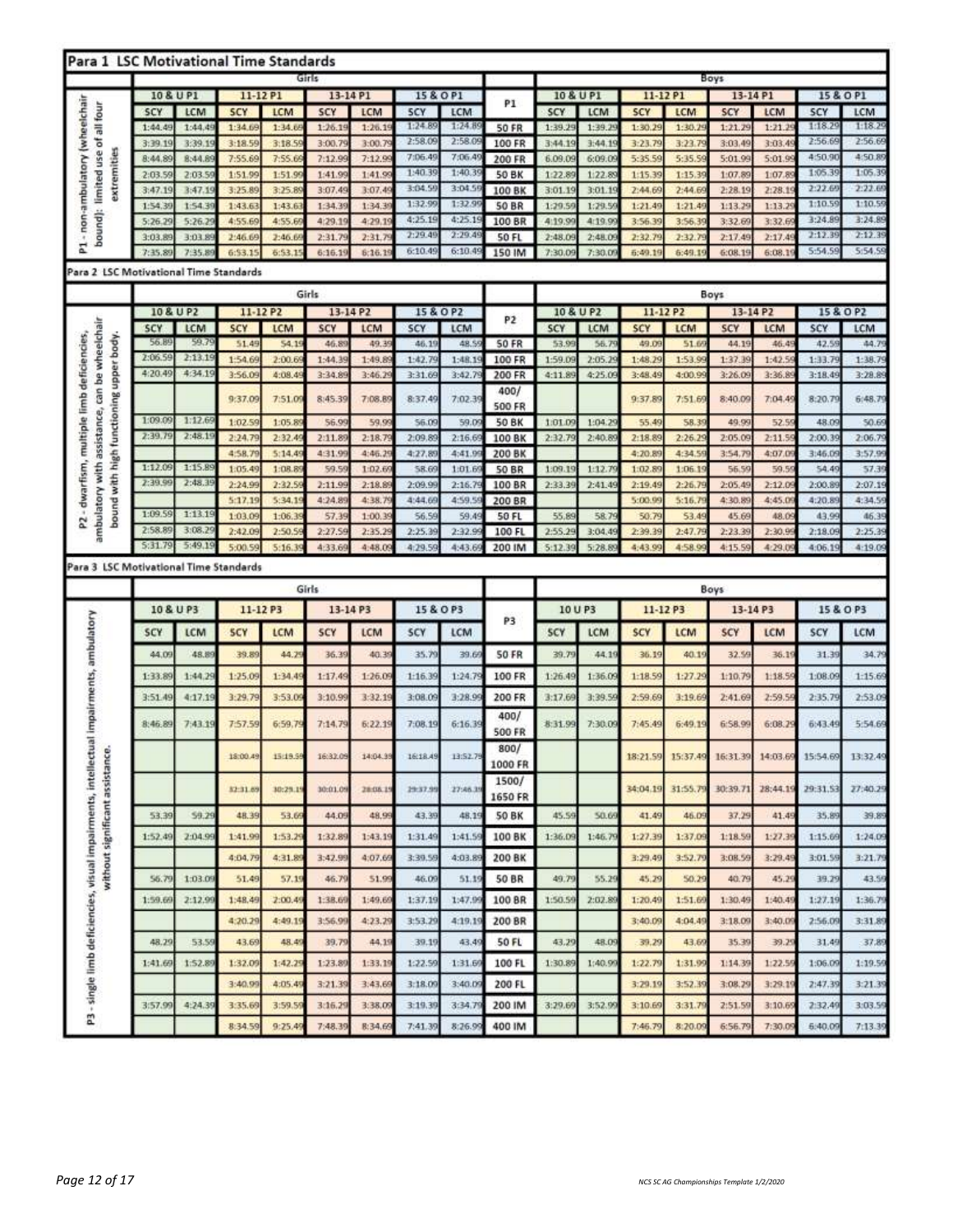## Para 1 LSC Motivational Time Standards

P1 - non-ambulatory (wheelchair bound): limited use of all four extremities

| Girls 10 & U P1 SCY | Girls 10 & U P1 LCM | Girls 11-12 P1 SCY | Girls 11-12 P1 LCM | Girls 13-14 P1 SCY | Girls 13-14 P1 LCM | Girls 15 & O P1 SCY | Girls 15 & O P1 LCM | P1 | Boys 10 & U P1 SCY | Boys 10 & U P1 LCM | Boys 11-12 P1 SCY | Boys 11-12 P1 LCM | Boys 13-14 P1 SCY | Boys 13-14 P1 LCM | Boys 15 & O P1 SCY | Boys 15 & O P1 LCM |
|---|---|---|---|---|---|---|---|---|---|---|---|---|---|---|---|---|
| 1:44.49 | 1:44.49 | 1:34.69 | 1:34.69 | 1:26.19 | 1:26.19 | 1:24.89 | 1:24.89 | 50 FR | 1:39.29 | 1:39.29 | 1:30.29 | 1:30.29 | 1:21.29 | 1:21.29 | 1:18.29 | 1:18.29 |
| 3:39.19 | 3:39.19 | 3:18.59 | 3:18.59 | 3:00.79 | 3:00.79 | 2:58.09 | 2:58.09 | 100 FR | 3:44.19 | 3:44.19 | 3:23.79 | 3:23.79 | 3:03.49 | 3:03.49 | 2:56.69 | 2:56.69 |
| 8:44.89 | 8:44.89 | 7:55.69 | 7:55.69 | 7:12.99 | 7:12.99 | 7:06.49 | 7:06.49 | 200 FR | 6:09.09 | 6:09.09 | 5:35.59 | 5:35.59 | 5:01.99 | 5:01.99 | 4:50.90 | 4:50.89 |
| 2:03.59 | 2:03.59 | 1:51.99 | 1:51.99 | 1:41.99 | 1:41.99 | 1:40.39 | 1:40.39 | 50 BK | 1:22.89 | 1:22.89 | 1:15.39 | 1:15.39 | 1:07.89 | 1:07.89 | 1:05.39 | 1:05.39 |
| 3:47.19 | 3:47.19 | 3:25.89 | 3:25.89 | 3:07.49 | 3:07.49 | 3:04.59 | 3:04.59 | 100 BK | 3:01.19 | 3:01.19 | 2:44.69 | 2:44.69 | 2:28.19 | 2:28.19 | 2:22.69 | 2:22.69 |
| 1:54.39 | 1:54.39 | 1:43.63 | 1:43.63 | 1:34.39 | 1:34.39 | 1:32.99 | 1:32.99 | 50 BR | 1:29.59 | 1:29.59 | 1:21.49 | 1:21.49 | 1:13.29 | 1:13.29 | 1:10.59 | 1:10.59 |
| 5:26.29 | 5:26.29 | 4:55.69 | 4:55.69 | 4:29.19 | 4:29.19 | 4:25.19 | 4:25.19 | 100 BR | 4:19.99 | 4:19.99 | 3:56.39 | 3:56.39 | 3:32.69 | 3:32.69 | 3:24.89 | 3:24.89 |
| 3:03.89 | 3:03.89 | 2:46.69 | 2:46.69 | 2:31.79 | 2:31.79 | 2:29.49 | 2:29.49 | 50 FL | 2:48.09 | 2:48.09 | 2:32.79 | 2:32.79 | 2:17.49 | 2:17.49 | 2:12.39 | 2:12.39 |
| 7:35.89 | 7:35.89 | 6:53.15 | 6:53.15 | 6:16.19 | 6:16.19 | 6:10.49 | 6:10.49 | 150 IM | 7:30.09 | 7:30.09 | 6:49.19 | 6:49.19 | 6:08.19 | 6:08.19 | 5:54.59 | 5:54.59 |

## Para 2 LSC Motivational Time Standards

P2 - dwarfism, multiple limb deficiencies, ambulatory with assistance, can be wheelchair bound with high functioning upper body.

| Girls 10 & U P2 SCY | Girls 10 & U P2 LCM | Girls 11-12 P2 SCY | Girls 11-12 P2 LCM | Girls 13-14 P2 SCY | Girls 13-14 P2 LCM | Girls 15 & O P2 SCY | Girls 15 & O P2 LCM | P2 | Boys 10 & U P2 SCY | Boys 10 & U P2 LCM | Boys 11-12 P2 SCY | Boys 11-12 P2 LCM | Boys 13-14 P2 SCY | Boys 13-14 P2 LCM | Boys 15 & O P2 SCY | Boys 15 & O P2 LCM |
|---|---|---|---|---|---|---|---|---|---|---|---|---|---|---|---|---|
| 56.89 | 59.79 | 51.49 | 54.19 | 46.89 | 49.39 | 46.19 | 48.59 | 50 FR | 53.99 | 56.79 | 49.09 | 51.69 | 44.19 | 46.49 | 42.59 | 44.79 |
| 2:06.59 | 2:13.19 | 1:54.69 | 2:00.69 | 1:44.39 | 1:49.89 | 1:42.79 | 1:48.19 | 100 FR | 1:59.09 | 2:05.29 | 1:48.29 | 1:53.99 | 1:37.39 | 1:42.59 | 1:33.79 | 1:38.79 |
| 4:20.49 | 4:34.19 | 3:56.09 | 4:08.49 | 3:34.89 | 3:46.29 | 3:31.69 | 3:42.79 | 200 FR | 4:11.89 | 4:25.09 | 3:48.49 | 4:00.99 | 3:26.09 | 3:36.89 | 3:18.49 | 3:28.89 |
| | | 9:37.09 | 7:51.09 | 8:45.39 | 7:08.89 | 8:37.49 | 7:02.39 | 400/ 500 FR | | | 9:37.89 | 7:51.69 | 8:40.09 | 7:04.49 | 8:20.79 | 6:48.79 |
| 1:09.09 | 1:12.69 | 1:02.59 | 1:05.89 | 56.99 | 59.99 | 56.09 | 59.09 | 50 BK | 1:01.09 | 1:04.29 | 55.49 | 58.39 | 49.99 | 52.59 | 48.09 | 50.69 |
| 2:39.79 | 2:48.19 | 2:24.79 | 2:32.49 | 2:11.89 | 2:18.79 | 2:09.89 | 2:16.69 | 100 BK | 2:32.79 | 2:40.89 | 2:18.89 | 2:26.29 | 2:05.09 | 2:11.59 | 2:00.39 | 2:06.79 |
| | | 4:58.79 | 5:14.49 | 4:31.99 | 4:46.29 | 4:27.89 | 4:41.99 | 200 BK | | | 4:20.89 | 4:34.59 | 3:54.79 | 4:07.09 | 3:46.09 | 3:57.99 |
| 1:12.09 | 1:15.89 | 1:05.49 | 1:08.89 | 59.59 | 1:02.69 | 58.69 | 1:01.69 | 50 BR | 1:09.19 | 1:12.79 | 1:02.89 | 1:06.19 | 56.59 | 59.59 | 54.49 | 57.39 |
| 2:39.99 | 2:48.39 | 2:24.99 | 2:32.59 | 2:11.99 | 2:18.89 | 2:09.99 | 2:16.79 | 100 BR | 2:33.39 | 2:41.49 | 2:19.49 | 2:26.79 | 2:05.49 | 2:12.09 | 2:00.89 | 2:07.19 |
| | | 5:17.19 | 5:34.19 | 4:24.89 | 4:38.79 | 4:44.69 | 4:59.59 | 200 BR | | | 5:00.99 | 5:16.79 | 4:30.89 | 4:45.09 | 4:20.89 | 4:34.59 |
| 1:09.59 | 1:13.19 | 1:03.09 | 1:06.39 | 57.39 | 1:00.39 | 56.59 | 59.49 | 50 FL | 55.89 | 58.79 | 50.79 | 53.49 | 45.69 | 48.09 | 43.99 | 46.39 |
| 2:58.89 | 3:08.29 | 2:42.09 | 2:50.59 | 2:27.59 | 2:35.29 | 2:25.39 | 2:32.99 | 100 FL | 2:55.29 | 3:04.49 | 2:39.39 | 2:47.79 | 2:23.39 | 2:30.99 | 2:18.09 | 2:25.39 |
| 5:31.79 | 5:49.19 | 5:00.59 | 5:16.39 | 4:33.69 | 4:48.09 | 4:29.59 | 4:43.69 | 200 IM | 5:12.39 | 5:28.89 | 4:43.99 | 4:58.99 | 4:15.59 | 4:29.09 | 4:06.19 | 4:19.09 |

## Para 3 LSC Motivational Time Standards

P3 - single limb deficiencies, visual impairments, intellectual impairments, ambulatory without significant assistance.

| Girls 10 & U P3 SCY | Girls 10 & U P3 LCM | Girls 11-12 P3 SCY | Girls 11-12 P3 LCM | Girls 13-14 P3 SCY | Girls 13-14 P3 LCM | Girls 15 & O P3 SCY | Girls 15 & O P3 LCM | P3 | Boys 10 U P3 SCY | Boys 10 U P3 LCM | Boys 11-12 P3 SCY | Boys 11-12 P3 LCM | Boys 13-14 P3 SCY | Boys 13-14 P3 LCM | Boys 15 & O P3 SCY | Boys 15 & O P3 LCM |
|---|---|---|---|---|---|---|---|---|---|---|---|---|---|---|---|---|
| 44.09 | 48.89 | 39.89 | 44.29 | 36.39 | 40.39 | 35.79 | 39.69 | 50 FR | 39.79 | 44.19 | 36.19 | 40.19 | 32.59 | 36.19 | 31.39 | 34.79 |
| 1:33.89 | 1:44.29 | 1:25.09 | 1:34.49 | 1:17.49 | 1:26.09 | 1:16.39 | 1:24.79 | 100 FR | 1:26.49 | 1:36.09 | 1:18.59 | 1:27.29 | 1:10.79 | 1:18.59 | 1:08.09 | 1:15.69 |
| 3:51.49 | 4:17.19 | 3:29.79 | 3:53.09 | 3:10.99 | 3:32.19 | 3:08.09 | 3:28.99 | 200 FR | 3:17.69 | 3:39.59 | 2:59.69 | 3:19.69 | 2:41.69 | 2:59.59 | 2:35.79 | 2:53.09 |
| 8:46.89 | 7:43.19 | 7:57.59 | 6:59.79 | 7:14.79 | 6:22.19 | 7:08.19 | 6:16.39 | 400/ 500 FR | 8:31.99 | 7:30.09 | 7:45.49 | 6:49.19 | 6:58.99 | 6:08.29 | 6:43.49 | 5:54.69 |
| | | 18:00.49 | 15:19.59 | 16:32.09 | 14:04.39 | 16:18.49 | 13:52.79 | 800/ 1000 FR | | | 18:21.59 | 15:37.49 | 16:31.39 | 14:03.69 | 15:54.69 | 13:32.49 |
| | | 32:31.69 | 30:29.19 | 30:01.09 | 28:08.19 | 29:37.99 | 27:46.39 | 1500/ 1650 FR | | | 34:04.19 | 31:55.79 | 30:39.71 | 28:44.19 | 29:31.53 | 27:40.29 |
| 53.39 | 59.29 | 48.39 | 53.69 | 44.09 | 48.99 | 43.39 | 48.19 | 50 BK | 45.59 | 50.69 | 41.49 | 46.09 | 37.29 | 41.49 | 35.89 | 39.89 |
| 1:52.49 | 2:04.99 | 1:41.99 | 1:53.29 | 1:32.89 | 1:43.19 | 1:31.49 | 1:41.59 | 100 BK | 1:36.09 | 1:46.79 | 1:27.39 | 1:37.09 | 1:18.59 | 1:27.39 | 1:15.69 | 1:24.09 |
| | | 4:04.79 | 4:31.89 | 3:42.99 | 4:07.69 | 3:39.59 | 4:03.89 | 200 BK | | | 3:29.49 | 3:52.79 | 3:08.59 | 3:29.49 | 3:01.59 | 3:21.79 |
| 56.79 | 1:03.09 | 51.49 | 57.19 | 46.79 | 51.99 | 46.09 | 51.19 | 50 BR | 49.79 | 55.29 | 45.29 | 50.29 | 40.79 | 45.29 | 39.29 | 43.59 |
| 1:59.69 | 2:12.99 | 1:48.49 | 2:00.49 | 1:38.69 | 1:49.69 | 1:37.19 | 1:47.99 | 100 BR | 1:50.59 | 2:02.89 | 1:20.49 | 1:51.69 | 1:30.49 | 1:40.49 | 1:27.19 | 1:36.79 |
| | | 4:20.29 | 4:49.19 | 3:56.99 | 4:23.29 | 3:53.29 | 4:19.19 | 200 BR | | | 3:40.09 | 4:04.49 | 3:18.09 | 3:40.09 | 2:56.09 | 3:31.89 |
| 48.29 | 53.59 | 43.69 | 48.49 | 39.79 | 44.19 | 39.19 | 43.49 | 50 FL | 43.29 | 48.09 | 39.29 | 43.69 | 35.39 | 39.29 | 31.49 | 37.89 |
| 1:41.69 | 1:52.89 | 1:32.09 | 1:42.29 | 1:23.89 | 1:33.19 | 1:22.59 | 1:31.69 | 100 FL | 1:30.89 | 1:40.99 | 1:22.79 | 1:31.99 | 1:14.39 | 1:22.59 | 1:06.09 | 1:19.59 |
| | | 3:40.99 | 4:05.49 | 3:21.39 | 3:43.69 | 3:18.09 | 3:40.09 | 200 FL | | | 3:29.19 | 3:52.39 | 3:08.29 | 3:29.19 | 2:47.39 | 3:21.39 |
| 3:57.99 | 4:24.39 | 3:35.69 | 3:59.59 | 3:16.29 | 3:38.09 | 3:19.39 | 3:34.79 | 200 IM | 3:29.69 | 3:52.99 | 3:10.69 | 3:31.79 | 2:51.59 | 3:10.69 | 2:32.49 | 3:03.59 |
| | | 8:34.59 | 9:25.49 | 7:48.39 | 8:34.69 | 7:41.39 | 8:26.99 | 400 IM | | | 7:46.79 | 8:20.09 | 6:56.79 | 7:30.09 | 6:40.09 | 7:13.39 |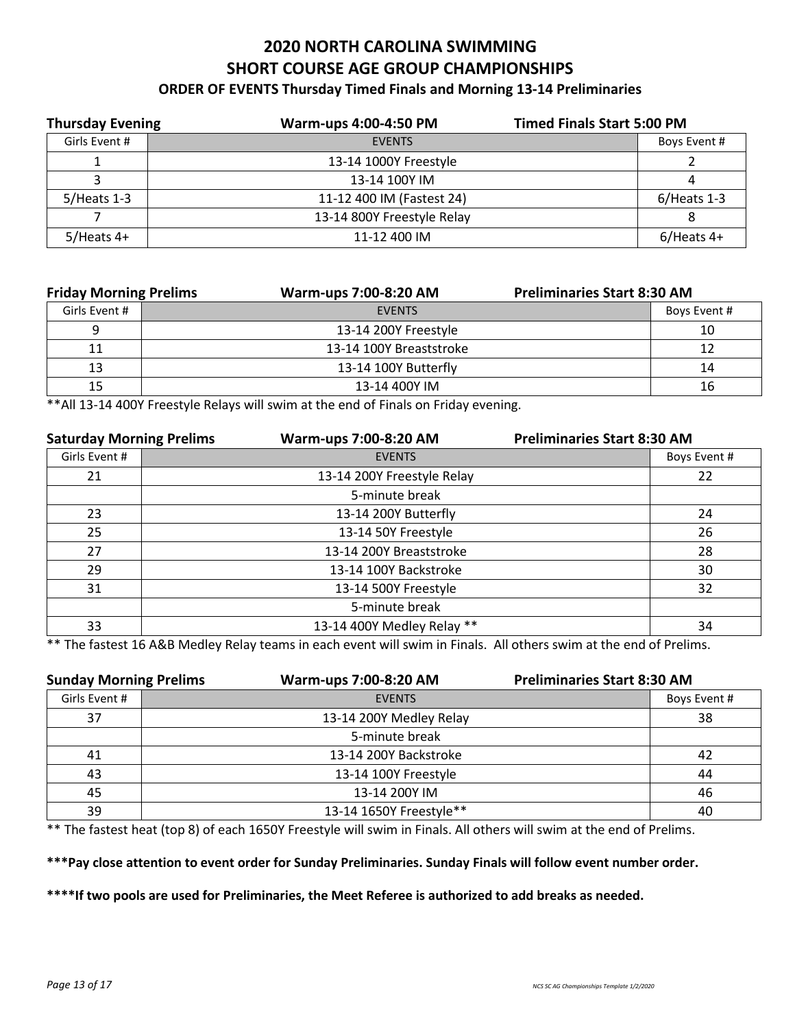# 2020 NORTH CAROLINA SWIMMING SHORT COURSE AGE GROUP CHAMPIONSHIPS

### ORDER OF EVENTS Thursday Timed Finals and Morning 13-14 Preliminaries

**Thursday Evening** — **Warm-ups 4:00-4:50 PM** — **Timed Finals Start 5:00 PM**

| Girls Event # | EVENTS | Boys Event # |
|---|---|---|
| 1 | 13-14 1000Y Freestyle | 2 |
| 3 | 13-14 100Y IM | 4 |
| 5/Heats 1-3 | 11-12 400 IM (Fastest 24) | 6/Heats 1-3 |
| 7 | 13-14 800Y Freestyle Relay | 8 |
| 5/Heats 4+ | 11-12 400 IM | 6/Heats 4+ |

**Friday Morning Prelims** — **Warm-ups 7:00-8:20 AM** — **Preliminaries Start 8:30 AM**

| Girls Event # | EVENTS | Boys Event # |
|---|---|---|
| 9 | 13-14 200Y Freestyle | 10 |
| 11 | 13-14 100Y Breaststroke | 12 |
| 13 | 13-14 100Y Butterfly | 14 |
| 15 | 13-14 400Y IM | 16 |

**All 13-14 400Y Freestyle Relays will swim at the end of Finals on Friday evening.

**Saturday Morning Prelims** — **Warm-ups 7:00-8:20 AM** — **Preliminaries Start 8:30 AM**

| Girls Event # | EVENTS | Boys Event # |
|---|---|---|
| 21 | 13-14 200Y Freestyle Relay | 22 |
| | 5-minute break | |
| 23 | 13-14 200Y Butterfly | 24 |
| 25 | 13-14 50Y Freestyle | 26 |
| 27 | 13-14 200Y Breaststroke | 28 |
| 29 | 13-14 100Y Backstroke | 30 |
| 31 | 13-14 500Y Freestyle | 32 |
| | 5-minute break | |
| 33 | 13-14 400Y Medley Relay ** | 34 |

** The fastest 16 A&B Medley Relay teams in each event will swim in Finals. All others swim at the end of Prelims.

**Sunday Morning Prelims** — **Warm-ups 7:00-8:20 AM** — **Preliminaries Start 8:30 AM**

| Girls Event # | EVENTS | Boys Event # |
|---|---|---|
| 37 | 13-14 200Y Medley Relay | 38 |
| | 5-minute break | |
| 41 | 13-14 200Y Backstroke | 42 |
| 43 | 13-14 100Y Freestyle | 44 |
| 45 | 13-14 200Y IM | 46 |
| 39 | 13-14 1650Y Freestyle** | 40 |

** The fastest heat (top 8) of each 1650Y Freestyle will swim in Finals. All others will swim at the end of Prelims.

**\*\*\*Pay close attention to event order for Sunday Preliminaries. Sunday Finals will follow event number order.**

**\*\*\*\*If two pools are used for Preliminaries, the Meet Referee is authorized to add breaks as needed.**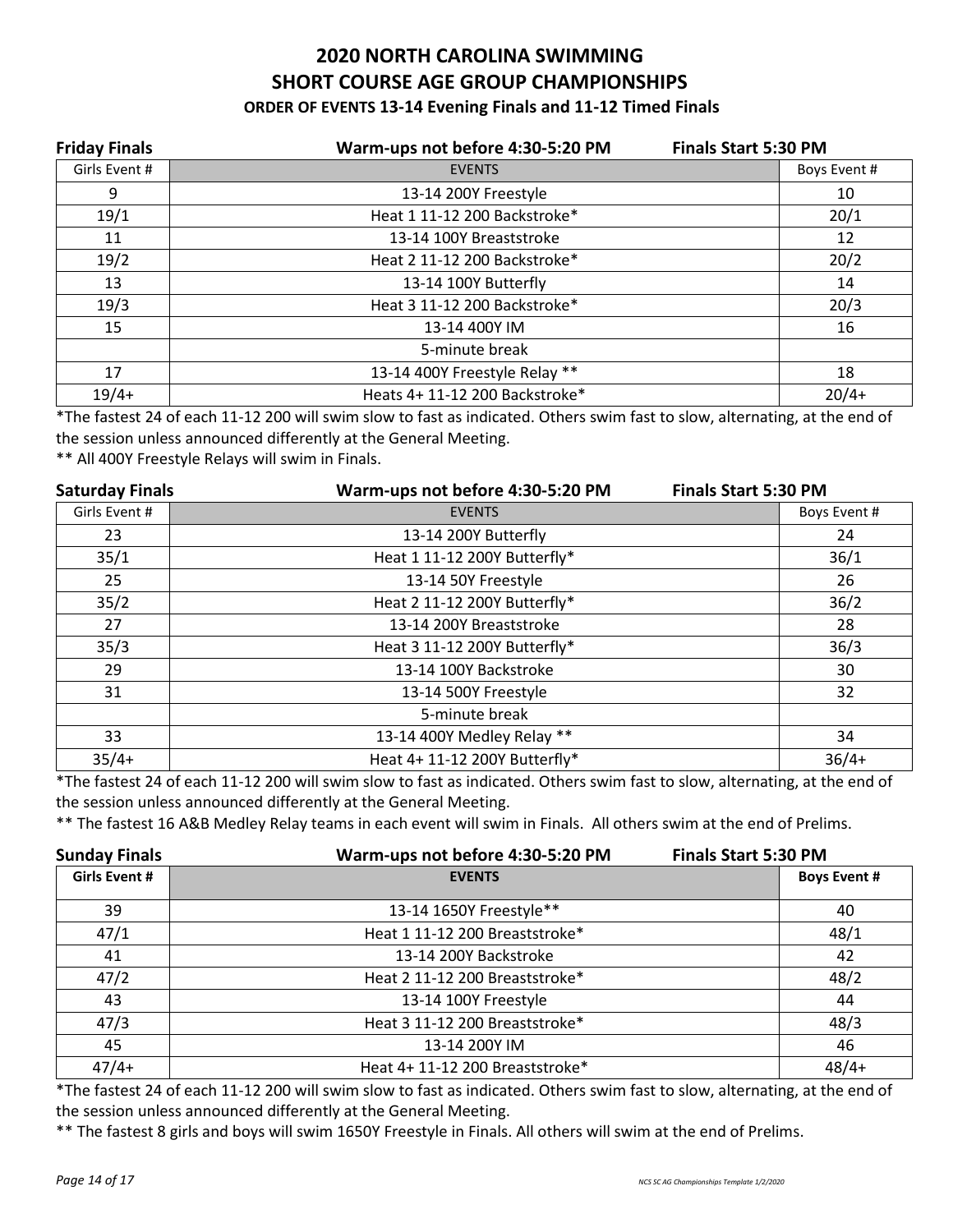# 2020 NORTH CAROLINA SWIMMING
# SHORT COURSE AGE GROUP CHAMPIONSHIPS
### ORDER OF EVENTS 13-14 Evening Finals and 11-12 Timed Finals

**Friday Finals** **Warm-ups not before 4:30-5:20 PM** **Finals Start 5:30 PM**

| Girls Event # | EVENTS | Boys Event # |
|---|---|---|
| 9 | 13-14 200Y Freestyle | 10 |
| 19/1 | Heat 1 11-12 200 Backstroke* | 20/1 |
| 11 | 13-14 100Y Breaststroke | 12 |
| 19/2 | Heat 2 11-12 200 Backstroke* | 20/2 |
| 13 | 13-14 100Y Butterfly | 14 |
| 19/3 | Heat 3 11-12 200 Backstroke* | 20/3 |
| 15 | 13-14 400Y IM | 16 |
| | 5-minute break | |
| 17 | 13-14 400Y Freestyle Relay ** | 18 |
| 19/4+ | Heats 4+ 11-12 200 Backstroke* | 20/4+ |

*The fastest 24 of each 11-12 200 will swim slow to fast as indicated. Others swim fast to slow, alternating, at the end of the session unless announced differently at the General Meeting.

** All 400Y Freestyle Relays will swim in Finals.

**Saturday Finals** **Warm-ups not before 4:30-5:20 PM** **Finals Start 5:30 PM**

| Girls Event # | EVENTS | Boys Event # |
|---|---|---|
| 23 | 13-14 200Y Butterfly | 24 |
| 35/1 | Heat 1 11-12 200Y Butterfly* | 36/1 |
| 25 | 13-14 50Y Freestyle | 26 |
| 35/2 | Heat 2 11-12 200Y Butterfly* | 36/2 |
| 27 | 13-14 200Y Breaststroke | 28 |
| 35/3 | Heat 3 11-12 200Y Butterfly* | 36/3 |
| 29 | 13-14 100Y Backstroke | 30 |
| 31 | 13-14 500Y Freestyle | 32 |
| | 5-minute break | |
| 33 | 13-14 400Y Medley Relay ** | 34 |
| 35/4+ | Heat 4+ 11-12 200Y Butterfly* | 36/4+ |

*The fastest 24 of each 11-12 200 will swim slow to fast as indicated. Others swim fast to slow, alternating, at the end of the session unless announced differently at the General Meeting.

** The fastest 16 A&B Medley Relay teams in each event will swim in Finals. All others swim at the end of Prelims.

**Sunday Finals** **Warm-ups not before 4:30-5:20 PM** **Finals Start 5:30 PM**

| Girls Event # | EVENTS | Boys Event # |
|---|---|---|
| 39 | 13-14 1650Y Freestyle** | 40 |
| 47/1 | Heat 1 11-12 200 Breaststroke* | 48/1 |
| 41 | 13-14 200Y Backstroke | 42 |
| 47/2 | Heat 2 11-12 200 Breaststroke* | 48/2 |
| 43 | 13-14 100Y Freestyle | 44 |
| 47/3 | Heat 3 11-12 200 Breaststroke* | 48/3 |
| 45 | 13-14 200Y IM | 46 |
| 47/4+ | Heat 4+ 11-12 200 Breaststroke* | 48/4+ |

*The fastest 24 of each 11-12 200 will swim slow to fast as indicated. Others swim fast to slow, alternating, at the end of the session unless announced differently at the General Meeting.

** The fastest 8 girls and boys will swim 1650Y Freestyle in Finals. All others will swim at the end of Prelims.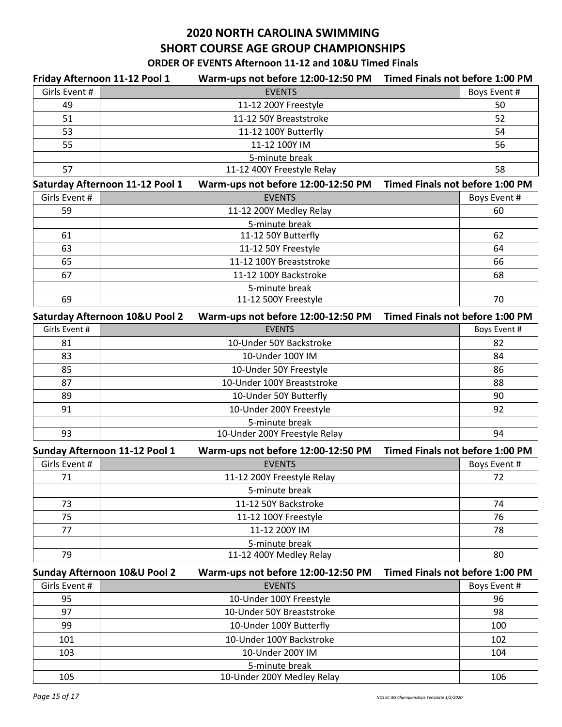# 2020 NORTH CAROLINA SWIMMING
# SHORT COURSE AGE GROUP CHAMPIONSHIPS

### ORDER OF EVENTS Afternoon 11-12 and 10&U Timed Finals

**Friday Afternoon 11-12 Pool 1 — Warm-ups not before 12:00-12:50 PM — Timed Finals not before 1:00 PM**

| Girls Event # | EVENTS | Boys Event # |
|---|---|---|
| 49 | 11-12 200Y Freestyle | 50 |
| 51 | 11-12 50Y Breaststroke | 52 |
| 53 | 11-12 100Y Butterfly | 54 |
| 55 | 11-12 100Y IM | 56 |
| | 5-minute break | |
| 57 | 11-12 400Y Freestyle Relay | 58 |

**Saturday Afternoon 11-12 Pool 1 — Warm-ups not before 12:00-12:50 PM — Timed Finals not before 1:00 PM**

| Girls Event # | EVENTS | Boys Event # |
|---|---|---|
| 59 | 11-12 200Y Medley Relay | 60 |
| | 5-minute break | |
| 61 | 11-12 50Y Butterfly | 62 |
| 63 | 11-12 50Y Freestyle | 64 |
| 65 | 11-12 100Y Breaststroke | 66 |
| 67 | 11-12 100Y Backstroke | 68 |
| | 5-minute break | |
| 69 | 11-12 500Y Freestyle | 70 |

**Saturday Afternoon 10&U Pool 2 — Warm-ups not before 12:00-12:50 PM — Timed Finals not before 1:00 PM**

| Girls Event # | EVENTS | Boys Event # |
|---|---|---|
| 81 | 10-Under 50Y Backstroke | 82 |
| 83 | 10-Under 100Y IM | 84 |
| 85 | 10-Under 50Y Freestyle | 86 |
| 87 | 10-Under 100Y Breaststroke | 88 |
| 89 | 10-Under 50Y Butterfly | 90 |
| 91 | 10-Under 200Y Freestyle | 92 |
| | 5-minute break | |
| 93 | 10-Under 200Y Freestyle Relay | 94 |

**Sunday Afternoon 11-12 Pool 1 — Warm-ups not before 12:00-12:50 PM — Timed Finals not before 1:00 PM**

| Girls Event # | EVENTS | Boys Event # |
|---|---|---|
| 71 | 11-12 200Y Freestyle Relay | 72 |
| | 5-minute break | |
| 73 | 11-12 50Y Backstroke | 74 |
| 75 | 11-12 100Y Freestyle | 76 |
| 77 | 11-12 200Y IM | 78 |
| | 5-minute break | |
| 79 | 11-12 400Y Medley Relay | 80 |

**Sunday Afternoon 10&U Pool 2 — Warm-ups not before 12:00-12:50 PM — Timed Finals not before 1:00 PM**

| Girls Event # | EVENTS | Boys Event # |
|---|---|---|
| 95 | 10-Under 100Y Freestyle | 96 |
| 97 | 10-Under 50Y Breaststroke | 98 |
| 99 | 10-Under 100Y Butterfly | 100 |
| 101 | 10-Under 100Y Backstroke | 102 |
| 103 | 10-Under 200Y IM | 104 |
| | 5-minute break | |
| 105 | 10-Under 200Y Medley Relay | 106 |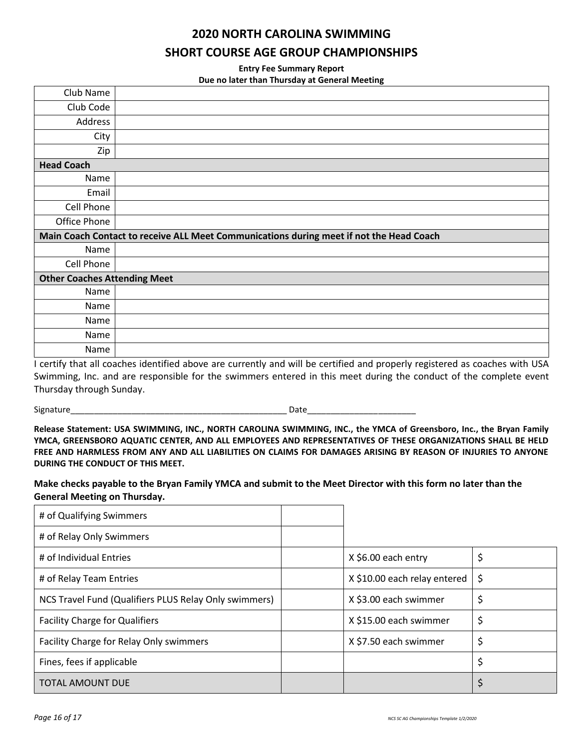# 2020 NORTH CAROLINA SWIMMING

## SHORT COURSE AGE GROUP CHAMPIONSHIPS

**Entry Fee Summary Report**

**Due no later than Thursday at General Meeting**

| | |
|---|---|
| Club Name | |
| Club Code | |
| Address | |
| City | |
| Zip | |
| **Head Coach** | |
| Name | |
| Email | |
| Cell Phone | |
| Office Phone | |
| **Main Coach Contact to receive ALL Meet Communications during meet if not the Head Coach** | |
| Name | |
| Cell Phone | |
| **Other Coaches Attending Meet** | |
| Name | |
| Name | |
| Name | |
| Name | |
| Name | |

I certify that all coaches identified above are currently and will be certified and properly registered as coaches with USA Swimming, Inc. and are responsible for the swimmers entered in this meet during the conduct of the complete event Thursday through Sunday.

Signature_______________________________________________ Date_______________________

**Release Statement: USA SWIMMING, INC., NORTH CAROLINA SWIMMING, INC., the YMCA of Greensboro, Inc., the Bryan Family YMCA, GREENSBORO AQUATIC CENTER, AND ALL EMPLOYEES AND REPRESENTATIVES OF THESE ORGANIZATIONS SHALL BE HELD FREE AND HARMLESS FROM ANY AND ALL LIABILITIES ON CLAIMS FOR DAMAGES ARISING BY REASON OF INJURIES TO ANYONE DURING THE CONDUCT OF THIS MEET.**

**Make checks payable to the Bryan Family YMCA and submit to the Meet Director with this form no later than the General Meeting on Thursday.**

| | | | |
|---|---|---|---|
| # of Qualifying Swimmers | | | |
| # of Relay Only Swimmers | | | |
| # of Individual Entries | | X $6.00 each entry | $ |
| # of Relay Team Entries | | X $10.00 each relay entered | $ |
| NCS Travel Fund (Qualifiers PLUS Relay Only swimmers) | | X $3.00 each swimmer | $ |
| Facility Charge for Qualifiers | | X $15.00 each swimmer | $ |
| Facility Charge for Relay Only swimmers | | X $7.50 each swimmer | $ |
| Fines, fees if applicable | | | $ |
| TOTAL AMOUNT DUE | | | $ |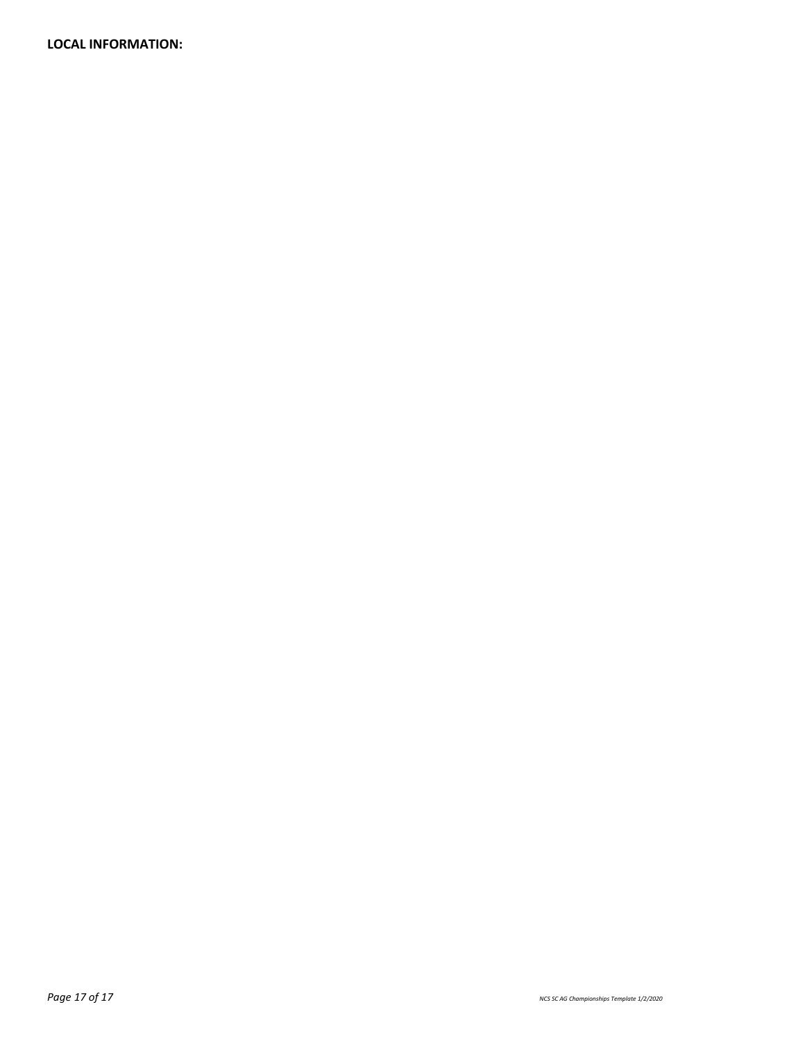**LOCAL INFORMATION:**